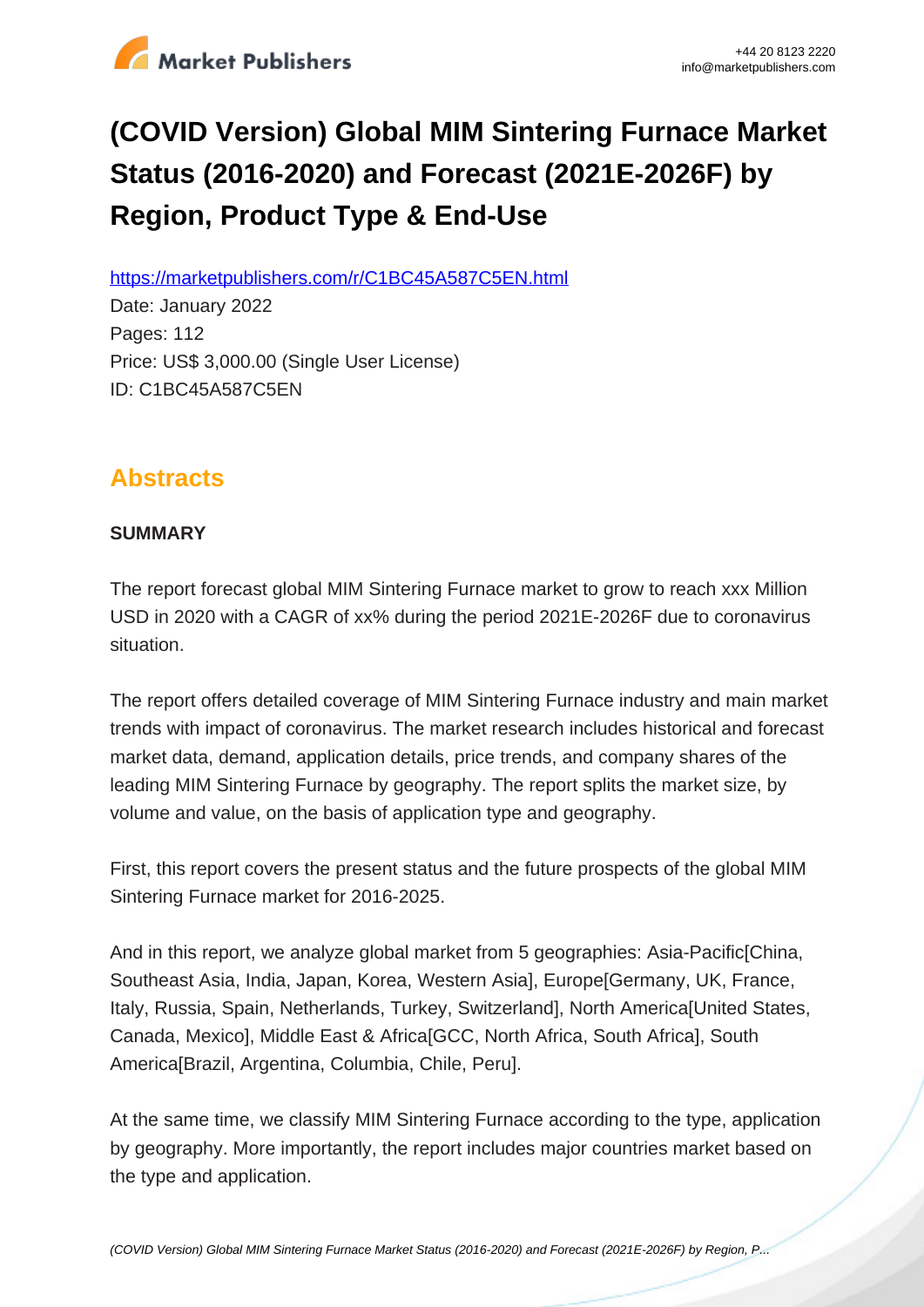# (COVID Version) Global MIM Sintering Furnace Market Status (2016-2020) and Forecast (2021E-2026F) by Region, Product Type & End-Use

https://marketpublishers.com/r/C1BC45A587C5EN.html

Date: January 2022

Pages: 112

Price: US$ 3,000.00 (Single User License)

ID: C1BC45A587C5EN

## Abstracts

**SUMMARY**

The report forecast global MIM Sintering Furnace market to grow to reach xxx Million USD in 2020 with a CAGR of xx% during the period 2021E-2026F due to coronavirus situation.

The report offers detailed coverage of MIM Sintering Furnace industry and main market trends with impact of coronavirus. The market research includes historical and forecast market data, demand, application details, price trends, and company shares of the leading MIM Sintering Furnace by geography. The report splits the market size, by volume and value, on the basis of application type and geography.

First, this report covers the present status and the future prospects of the global MIM Sintering Furnace market for 2016-2025.

And in this report, we analyze global market from 5 geographies: Asia-Pacific[China, Southeast Asia, India, Japan, Korea, Western Asia], Europe[Germany, UK, France, Italy, Russia, Spain, Netherlands, Turkey, Switzerland], North America[United States, Canada, Mexico], Middle East & Africa[GCC, North Africa, South Africa], South America[Brazil, Argentina, Columbia, Chile, Peru].

At the same time, we classify MIM Sintering Furnace according to the type, application by geography. More importantly, the report includes major countries market based on the type and application.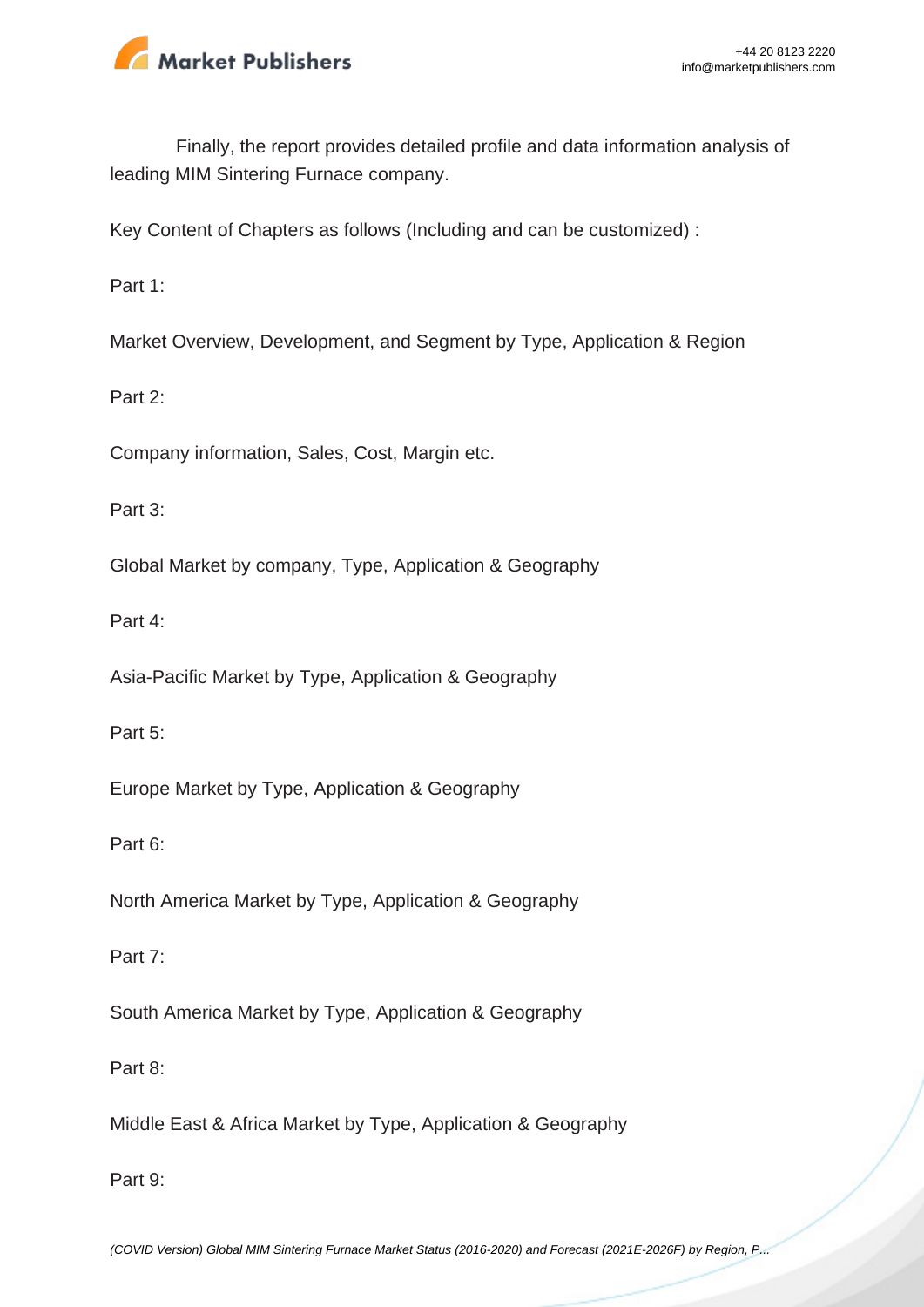Finally, the report provides detailed profile and data information analysis of leading MIM Sintering Furnace company.

Key Content of Chapters as follows (Including and can be customized) :

Part 1:

Market Overview, Development, and Segment by Type, Application & Region

Part 2:

Company information, Sales, Cost, Margin etc.

Part 3:

Global Market by company, Type, Application & Geography

Part 4:

Asia-Pacific Market by Type, Application & Geography

Part 5:

Europe Market by Type, Application & Geography

Part 6:

North America Market by Type, Application & Geography

Part 7:

South America Market by Type, Application & Geography

Part 8:

Middle East & Africa Market by Type, Application & Geography

Part 9: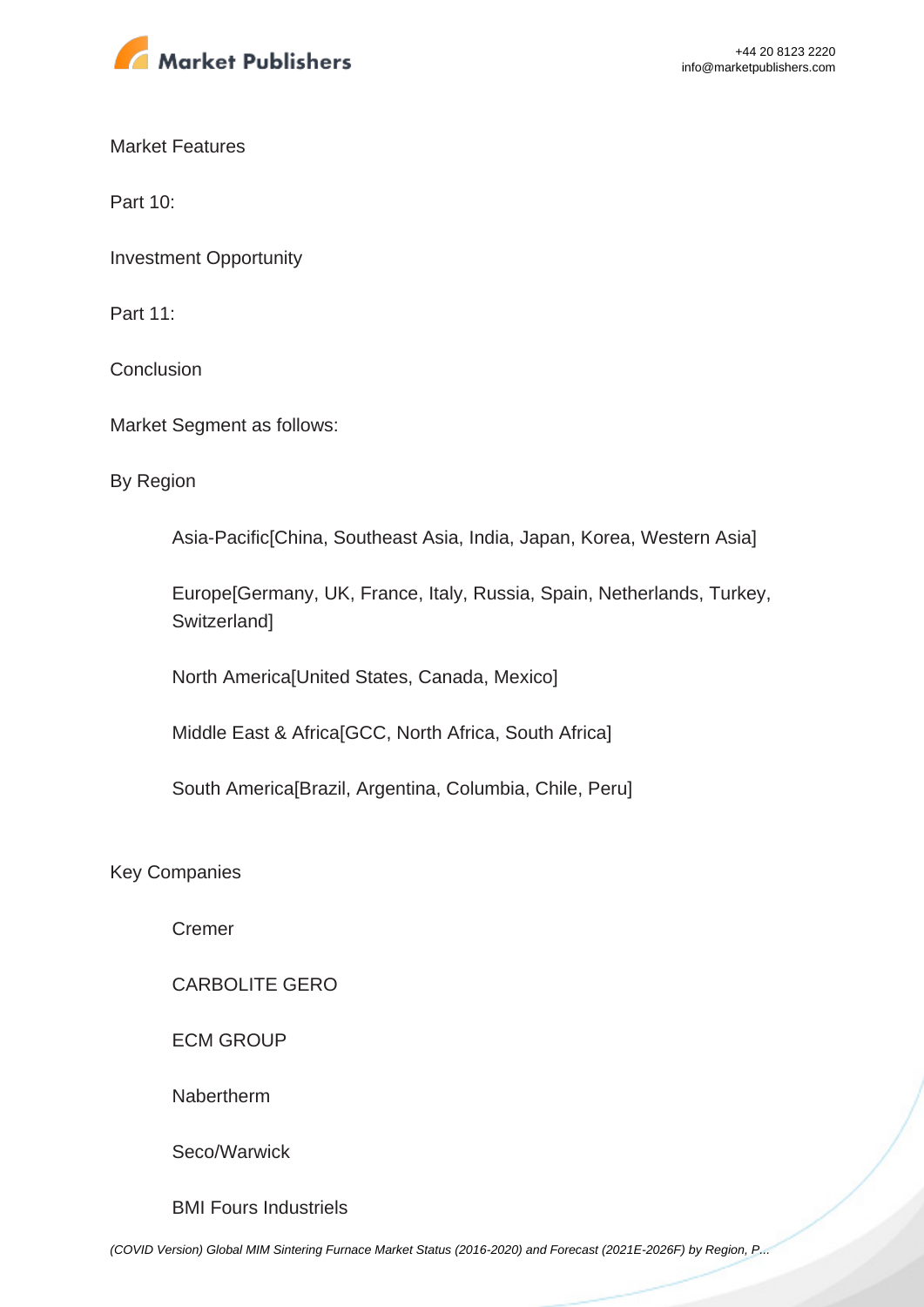Market Features

Part 10:

Investment Opportunity

Part 11:

Conclusion

Market Segment as follows:

By Region

- Asia-Pacific[China, Southeast Asia, India, Japan, Korea, Western Asia]
- Europe[Germany, UK, France, Italy, Russia, Spain, Netherlands, Turkey, Switzerland]
- North America[United States, Canada, Mexico]
- Middle East & Africa[GCC, North Africa, South Africa]
- South America[Brazil, Argentina, Columbia, Chile, Peru]

Key Companies

- Cremer
- CARBOLITE GERO
- ECM GROUP
- Nabertherm
- Seco/Warwick
- BMI Fours Industriels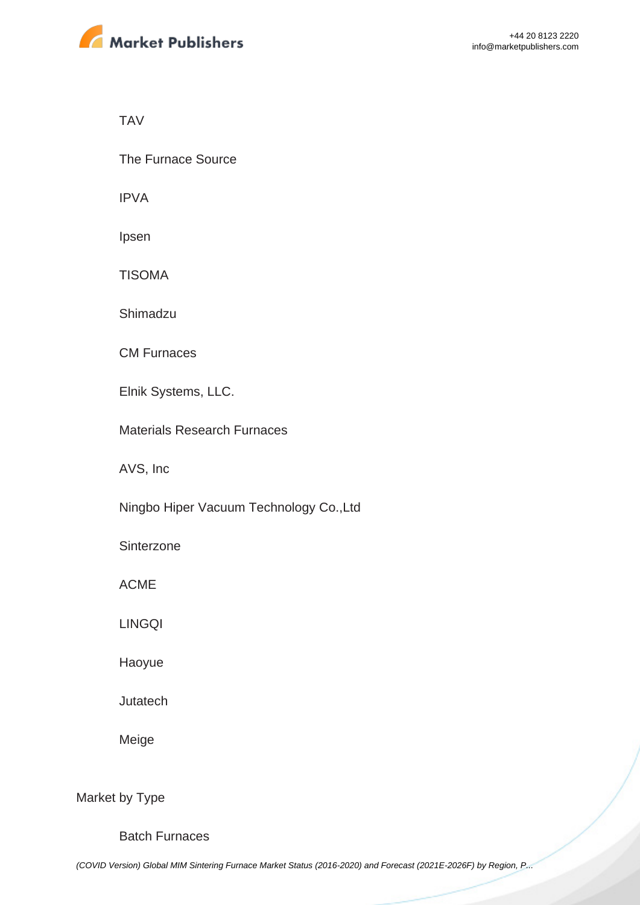- TAV
- The Furnace Source
- IPVA
- Ipsen
- TISOMA
- Shimadzu
- CM Furnaces
- Elnik Systems, LLC.
- Materials Research Furnaces
- AVS, Inc
- Ningbo Hiper Vacuum Technology Co.,Ltd
- Sinterzone
- ACME
- LINGQI
- Haoyue
- Jutatech
- Meige

Market by Type

- Batch Furnaces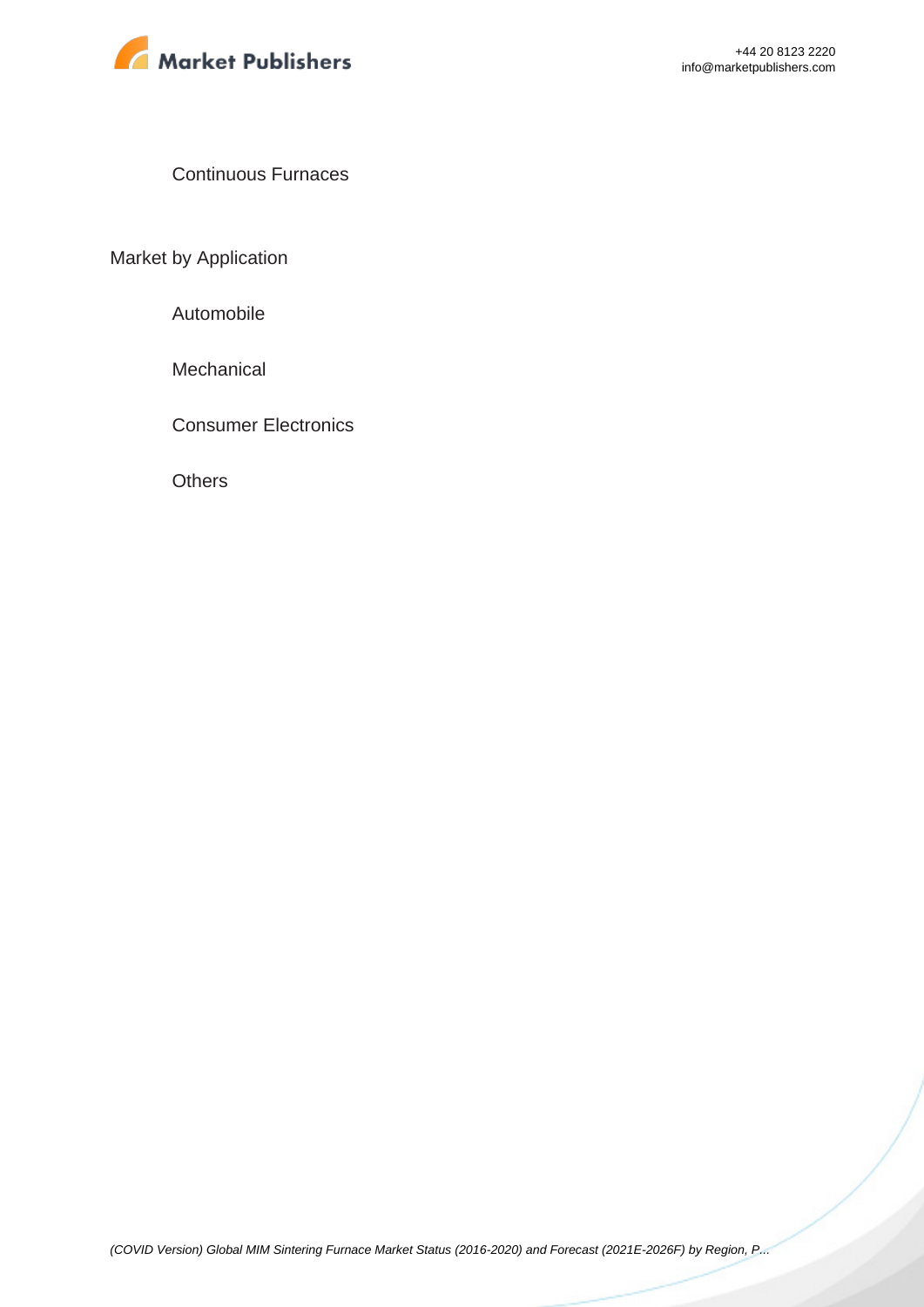Continuous Furnaces

Market by Application

Automobile

Mechanical

Consumer Electronics

Others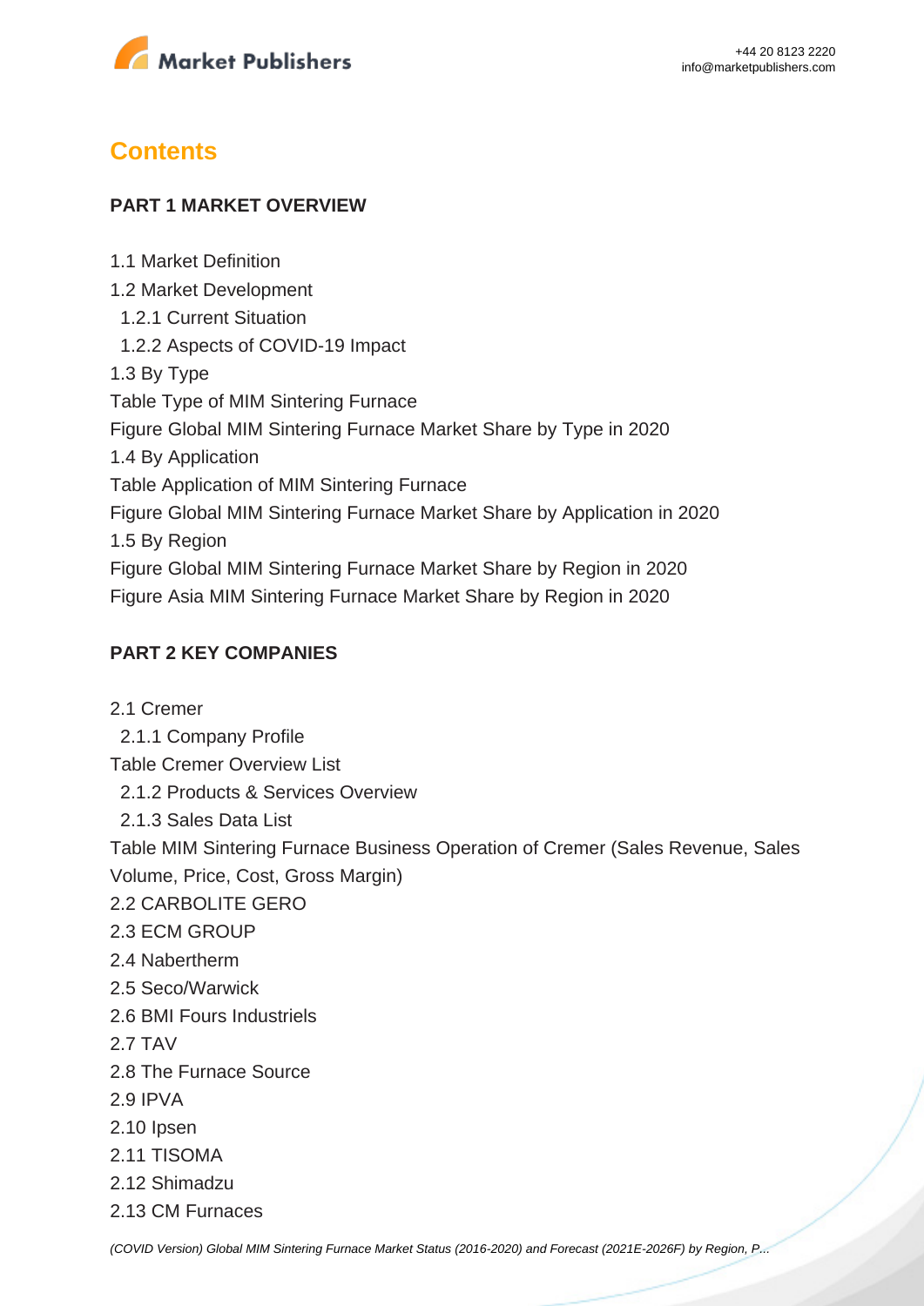## Contents

### PART 1 MARKET OVERVIEW

1.1 Market Definition
1.2 Market Development
  1.2.1 Current Situation
  1.2.2 Aspects of COVID-19 Impact
1.3 By Type
Table Type of MIM Sintering Furnace
Figure Global MIM Sintering Furnace Market Share by Type in 2020
1.4 By Application
Table Application of MIM Sintering Furnace
Figure Global MIM Sintering Furnace Market Share by Application in 2020
1.5 By Region
Figure Global MIM Sintering Furnace Market Share by Region in 2020
Figure Asia MIM Sintering Furnace Market Share by Region in 2020

### PART 2 KEY COMPANIES

2.1 Cremer
  2.1.1 Company Profile
Table Cremer Overview List
  2.1.2 Products & Services Overview
  2.1.3 Sales Data List
Table MIM Sintering Furnace Business Operation of Cremer (Sales Revenue, Sales Volume, Price, Cost, Gross Margin)
2.2 CARBOLITE GERO
2.3 ECM GROUP
2.4 Nabertherm
2.5 Seco/Warwick
2.6 BMI Fours Industriels
2.7 TAV
2.8 The Furnace Source
2.9 IPVA
2.10 Ipsen
2.11 TISOMA
2.12 Shimadzu
2.13 CM Furnaces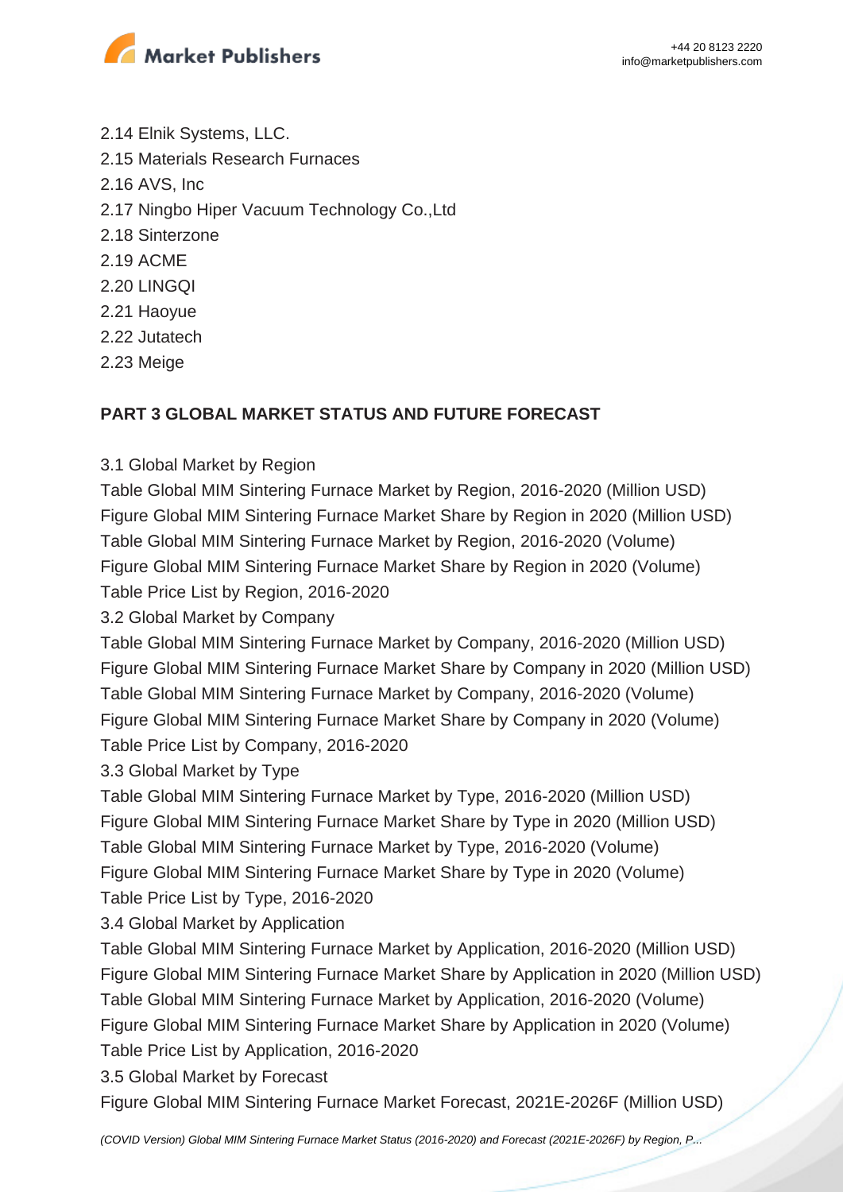2.14 Elnik Systems, LLC.
2.15 Materials Research Furnaces
2.16 AVS, Inc
2.17 Ningbo Hiper Vacuum Technology Co.,Ltd
2.18 Sinterzone
2.19 ACME
2.20 LINGQI
2.21 Haoyue
2.22 Jutatech
2.23 Meige

**PART 3 GLOBAL MARKET STATUS AND FUTURE FORECAST**

3.1 Global Market by Region
Table Global MIM Sintering Furnace Market by Region, 2016-2020 (Million USD)
Figure Global MIM Sintering Furnace Market Share by Region in 2020 (Million USD)
Table Global MIM Sintering Furnace Market by Region, 2016-2020 (Volume)
Figure Global MIM Sintering Furnace Market Share by Region in 2020 (Volume)
Table Price List by Region, 2016-2020
3.2 Global Market by Company
Table Global MIM Sintering Furnace Market by Company, 2016-2020 (Million USD)
Figure Global MIM Sintering Furnace Market Share by Company in 2020 (Million USD)
Table Global MIM Sintering Furnace Market by Company, 2016-2020 (Volume)
Figure Global MIM Sintering Furnace Market Share by Company in 2020 (Volume)
Table Price List by Company, 2016-2020
3.3 Global Market by Type
Table Global MIM Sintering Furnace Market by Type, 2016-2020 (Million USD)
Figure Global MIM Sintering Furnace Market Share by Type in 2020 (Million USD)
Table Global MIM Sintering Furnace Market by Type, 2016-2020 (Volume)
Figure Global MIM Sintering Furnace Market Share by Type in 2020 (Volume)
Table Price List by Type, 2016-2020
3.4 Global Market by Application
Table Global MIM Sintering Furnace Market by Application, 2016-2020 (Million USD)
Figure Global MIM Sintering Furnace Market Share by Application in 2020 (Million USD)
Table Global MIM Sintering Furnace Market by Application, 2016-2020 (Volume)
Figure Global MIM Sintering Furnace Market Share by Application in 2020 (Volume)
Table Price List by Application, 2016-2020
3.5 Global Market by Forecast
Figure Global MIM Sintering Furnace Market Forecast, 2021E-2026F (Million USD)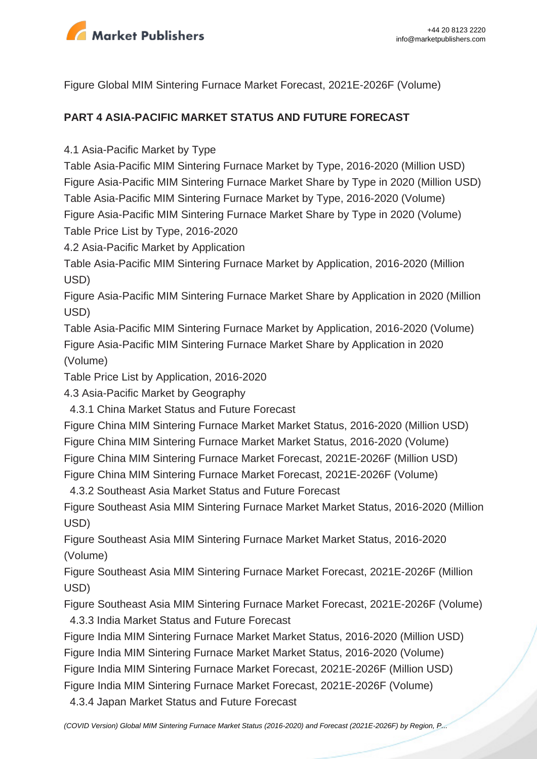Figure Global MIM Sintering Furnace Market Forecast, 2021E-2026F (Volume)

## PART 4 ASIA-PACIFIC MARKET STATUS AND FUTURE FORECAST

4.1 Asia-Pacific Market by Type

Table Asia-Pacific MIM Sintering Furnace Market by Type, 2016-2020 (Million USD)
Figure Asia-Pacific MIM Sintering Furnace Market Share by Type in 2020 (Million USD)
Table Asia-Pacific MIM Sintering Furnace Market by Type, 2016-2020 (Volume)
Figure Asia-Pacific MIM Sintering Furnace Market Share by Type in 2020 (Volume)
Table Price List by Type, 2016-2020

4.2 Asia-Pacific Market by Application

Table Asia-Pacific MIM Sintering Furnace Market by Application, 2016-2020 (Million USD)
Figure Asia-Pacific MIM Sintering Furnace Market Share by Application in 2020 (Million USD)
Table Asia-Pacific MIM Sintering Furnace Market by Application, 2016-2020 (Volume)
Figure Asia-Pacific MIM Sintering Furnace Market Share by Application in 2020 (Volume)
Table Price List by Application, 2016-2020

4.3 Asia-Pacific Market by Geography

4.3.1 China Market Status and Future Forecast

Figure China MIM Sintering Furnace Market Market Status, 2016-2020 (Million USD)
Figure China MIM Sintering Furnace Market Market Status, 2016-2020 (Volume)
Figure China MIM Sintering Furnace Market Forecast, 2021E-2026F (Million USD)
Figure China MIM Sintering Furnace Market Forecast, 2021E-2026F (Volume)

4.3.2 Southeast Asia Market Status and Future Forecast

Figure Southeast Asia MIM Sintering Furnace Market Market Status, 2016-2020 (Million USD)
Figure Southeast Asia MIM Sintering Furnace Market Market Status, 2016-2020 (Volume)
Figure Southeast Asia MIM Sintering Furnace Market Forecast, 2021E-2026F (Million USD)
Figure Southeast Asia MIM Sintering Furnace Market Forecast, 2021E-2026F (Volume)

4.3.3 India Market Status and Future Forecast

Figure India MIM Sintering Furnace Market Market Status, 2016-2020 (Million USD)
Figure India MIM Sintering Furnace Market Market Status, 2016-2020 (Volume)
Figure India MIM Sintering Furnace Market Forecast, 2021E-2026F (Million USD)
Figure India MIM Sintering Furnace Market Forecast, 2021E-2026F (Volume)

4.3.4 Japan Market Status and Future Forecast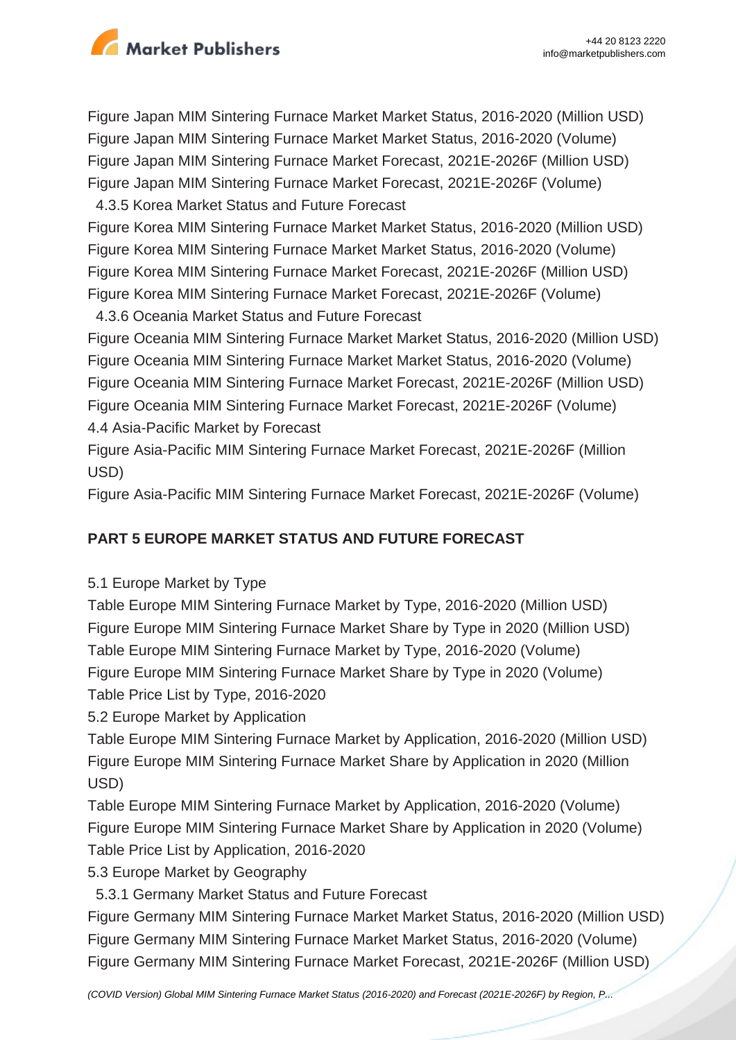Figure Japan MIM Sintering Furnace Market Market Status, 2016-2020 (Million USD)
Figure Japan MIM Sintering Furnace Market Market Status, 2016-2020 (Volume)
Figure Japan MIM Sintering Furnace Market Forecast, 2021E-2026F (Million USD)
Figure Japan MIM Sintering Furnace Market Forecast, 2021E-2026F (Volume)
  4.3.5 Korea Market Status and Future Forecast
Figure Korea MIM Sintering Furnace Market Market Status, 2016-2020 (Million USD)
Figure Korea MIM Sintering Furnace Market Market Status, 2016-2020 (Volume)
Figure Korea MIM Sintering Furnace Market Forecast, 2021E-2026F (Million USD)
Figure Korea MIM Sintering Furnace Market Forecast, 2021E-2026F (Volume)
  4.3.6 Oceania Market Status and Future Forecast
Figure Oceania MIM Sintering Furnace Market Market Status, 2016-2020 (Million USD)
Figure Oceania MIM Sintering Furnace Market Market Status, 2016-2020 (Volume)
Figure Oceania MIM Sintering Furnace Market Forecast, 2021E-2026F (Million USD)
Figure Oceania MIM Sintering Furnace Market Forecast, 2021E-2026F (Volume)
4.4 Asia-Pacific Market by Forecast
Figure Asia-Pacific MIM Sintering Furnace Market Forecast, 2021E-2026F (Million USD)
Figure Asia-Pacific MIM Sintering Furnace Market Forecast, 2021E-2026F (Volume)

## PART 5 EUROPE MARKET STATUS AND FUTURE FORECAST

5.1 Europe Market by Type
Table Europe MIM Sintering Furnace Market by Type, 2016-2020 (Million USD)
Figure Europe MIM Sintering Furnace Market Share by Type in 2020 (Million USD)
Table Europe MIM Sintering Furnace Market by Type, 2016-2020 (Volume)
Figure Europe MIM Sintering Furnace Market Share by Type in 2020 (Volume)
Table Price List by Type, 2016-2020
5.2 Europe Market by Application
Table Europe MIM Sintering Furnace Market by Application, 2016-2020 (Million USD)
Figure Europe MIM Sintering Furnace Market Share by Application in 2020 (Million USD)
Table Europe MIM Sintering Furnace Market by Application, 2016-2020 (Volume)
Figure Europe MIM Sintering Furnace Market Share by Application in 2020 (Volume)
Table Price List by Application, 2016-2020
5.3 Europe Market by Geography
  5.3.1 Germany Market Status and Future Forecast
Figure Germany MIM Sintering Furnace Market Market Status, 2016-2020 (Million USD)
Figure Germany MIM Sintering Furnace Market Market Status, 2016-2020 (Volume)
Figure Germany MIM Sintering Furnace Market Forecast, 2021E-2026F (Million USD)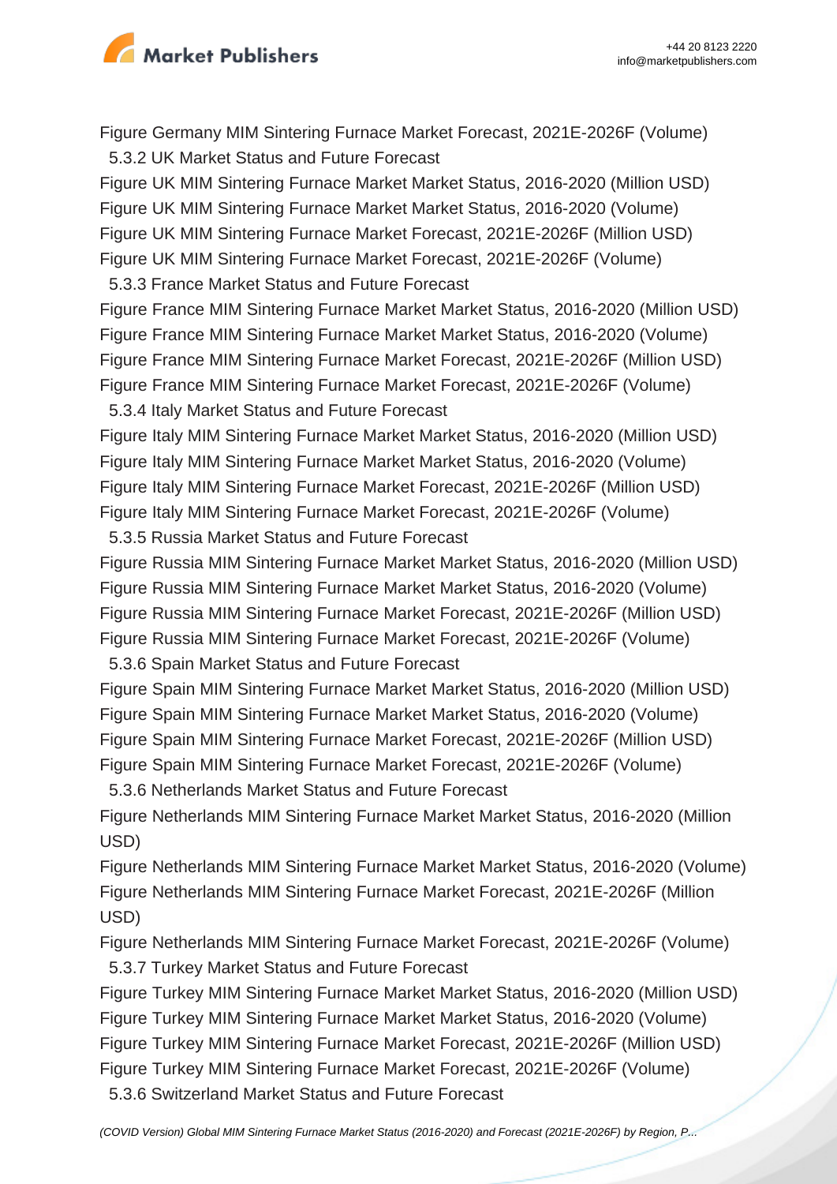Figure Germany MIM Sintering Furnace Market Forecast, 2021E-2026F (Volume)

5.3.2 UK Market Status and Future Forecast

Figure UK MIM Sintering Furnace Market Market Status, 2016-2020 (Million USD)
Figure UK MIM Sintering Furnace Market Market Status, 2016-2020 (Volume)
Figure UK MIM Sintering Furnace Market Forecast, 2021E-2026F (Million USD)
Figure UK MIM Sintering Furnace Market Forecast, 2021E-2026F (Volume)

5.3.3 France Market Status and Future Forecast

Figure France MIM Sintering Furnace Market Market Status, 2016-2020 (Million USD)
Figure France MIM Sintering Furnace Market Market Status, 2016-2020 (Volume)
Figure France MIM Sintering Furnace Market Forecast, 2021E-2026F (Million USD)
Figure France MIM Sintering Furnace Market Forecast, 2021E-2026F (Volume)

5.3.4 Italy Market Status and Future Forecast

Figure Italy MIM Sintering Furnace Market Market Status, 2016-2020 (Million USD)
Figure Italy MIM Sintering Furnace Market Market Status, 2016-2020 (Volume)
Figure Italy MIM Sintering Furnace Market Forecast, 2021E-2026F (Million USD)
Figure Italy MIM Sintering Furnace Market Forecast, 2021E-2026F (Volume)

5.3.5 Russia Market Status and Future Forecast

Figure Russia MIM Sintering Furnace Market Market Status, 2016-2020 (Million USD)
Figure Russia MIM Sintering Furnace Market Market Status, 2016-2020 (Volume)
Figure Russia MIM Sintering Furnace Market Forecast, 2021E-2026F (Million USD)
Figure Russia MIM Sintering Furnace Market Forecast, 2021E-2026F (Volume)

5.3.6 Spain Market Status and Future Forecast

Figure Spain MIM Sintering Furnace Market Market Status, 2016-2020 (Million USD)
Figure Spain MIM Sintering Furnace Market Market Status, 2016-2020 (Volume)
Figure Spain MIM Sintering Furnace Market Forecast, 2021E-2026F (Million USD)
Figure Spain MIM Sintering Furnace Market Forecast, 2021E-2026F (Volume)

5.3.6 Netherlands Market Status and Future Forecast

Figure Netherlands MIM Sintering Furnace Market Market Status, 2016-2020 (Million USD)
Figure Netherlands MIM Sintering Furnace Market Market Status, 2016-2020 (Volume)
Figure Netherlands MIM Sintering Furnace Market Forecast, 2021E-2026F (Million USD)
Figure Netherlands MIM Sintering Furnace Market Forecast, 2021E-2026F (Volume)

5.3.7 Turkey Market Status and Future Forecast

Figure Turkey MIM Sintering Furnace Market Market Status, 2016-2020 (Million USD)
Figure Turkey MIM Sintering Furnace Market Market Status, 2016-2020 (Volume)
Figure Turkey MIM Sintering Furnace Market Forecast, 2021E-2026F (Million USD)
Figure Turkey MIM Sintering Furnace Market Forecast, 2021E-2026F (Volume)

5.3.6 Switzerland Market Status and Future Forecast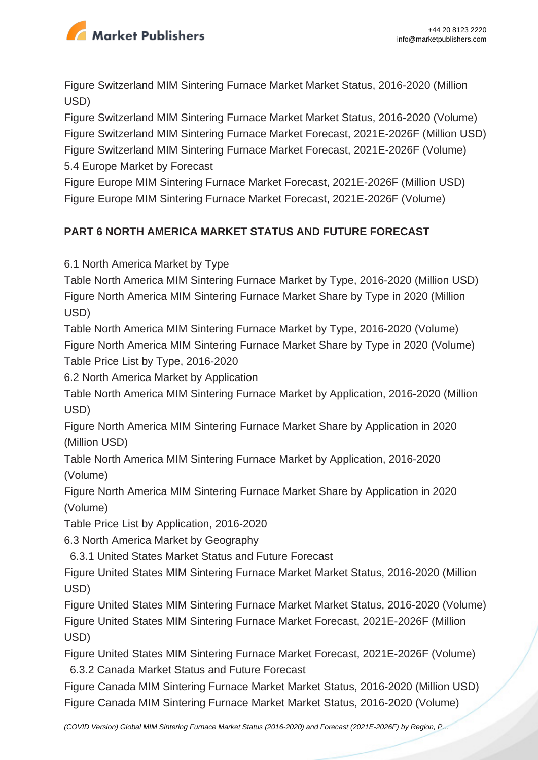Figure Switzerland MIM Sintering Furnace Market Market Status, 2016-2020 (Million USD)
Figure Switzerland MIM Sintering Furnace Market Market Status, 2016-2020 (Volume)
Figure Switzerland MIM Sintering Furnace Market Forecast, 2021E-2026F (Million USD)
Figure Switzerland MIM Sintering Furnace Market Forecast, 2021E-2026F (Volume)
5.4 Europe Market by Forecast
Figure Europe MIM Sintering Furnace Market Forecast, 2021E-2026F (Million USD)
Figure Europe MIM Sintering Furnace Market Forecast, 2021E-2026F (Volume)

## PART 6 NORTH AMERICA MARKET STATUS AND FUTURE FORECAST

6.1 North America Market by Type
Table North America MIM Sintering Furnace Market by Type, 2016-2020 (Million USD)
Figure North America MIM Sintering Furnace Market Share by Type in 2020 (Million USD)
Table North America MIM Sintering Furnace Market by Type, 2016-2020 (Volume)
Figure North America MIM Sintering Furnace Market Share by Type in 2020 (Volume)
Table Price List by Type, 2016-2020
6.2 North America Market by Application
Table North America MIM Sintering Furnace Market by Application, 2016-2020 (Million USD)
Figure North America MIM Sintering Furnace Market Share by Application in 2020 (Million USD)
Table North America MIM Sintering Furnace Market by Application, 2016-2020 (Volume)
Figure North America MIM Sintering Furnace Market Share by Application in 2020 (Volume)
Table Price List by Application, 2016-2020
6.3 North America Market by Geography
6.3.1 United States Market Status and Future Forecast
Figure United States MIM Sintering Furnace Market Market Status, 2016-2020 (Million USD)
Figure United States MIM Sintering Furnace Market Market Status, 2016-2020 (Volume)
Figure United States MIM Sintering Furnace Market Forecast, 2021E-2026F (Million USD)
Figure United States MIM Sintering Furnace Market Forecast, 2021E-2026F (Volume)
6.3.2 Canada Market Status and Future Forecast
Figure Canada MIM Sintering Furnace Market Market Status, 2016-2020 (Million USD)
Figure Canada MIM Sintering Furnace Market Market Status, 2016-2020 (Volume)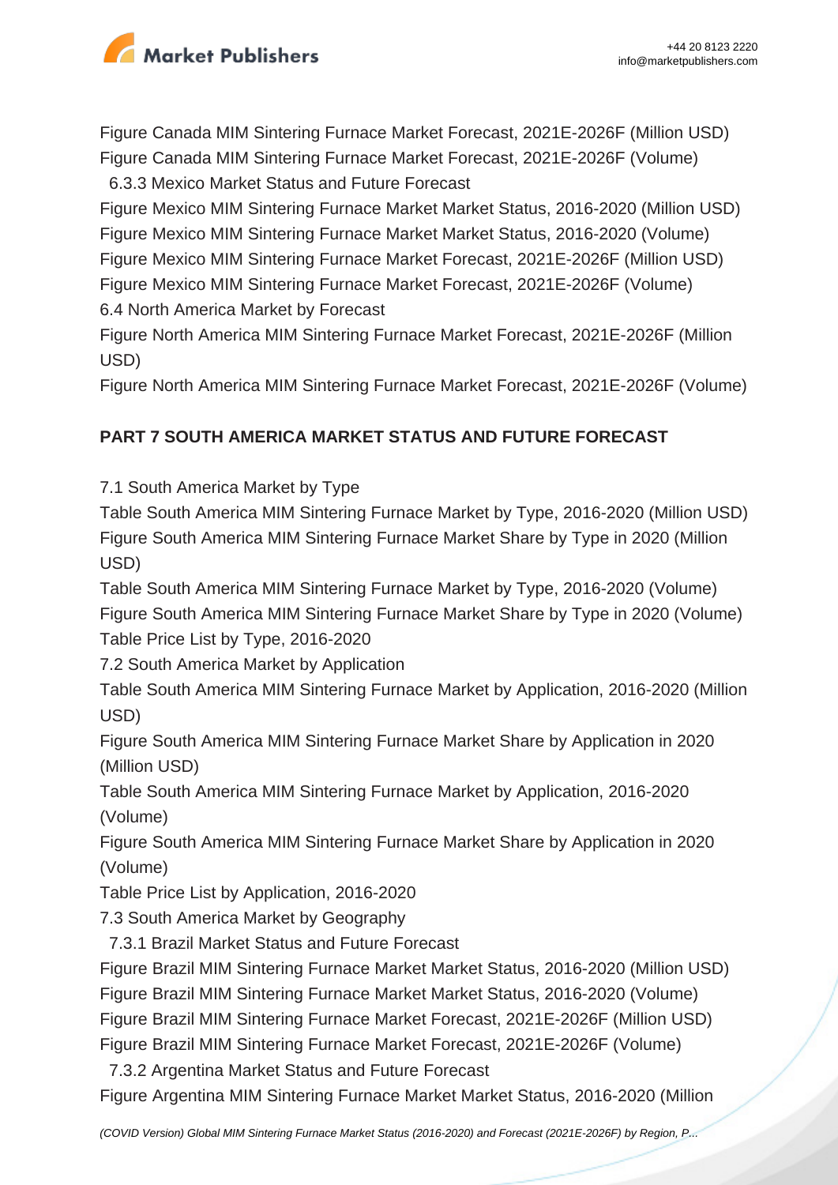Figure Canada MIM Sintering Furnace Market Forecast, 2021E-2026F (Million USD)
Figure Canada MIM Sintering Furnace Market Forecast, 2021E-2026F (Volume)
  6.3.3 Mexico Market Status and Future Forecast
Figure Mexico MIM Sintering Furnace Market Market Status, 2016-2020 (Million USD)
Figure Mexico MIM Sintering Furnace Market Market Status, 2016-2020 (Volume)
Figure Mexico MIM Sintering Furnace Market Forecast, 2021E-2026F (Million USD)
Figure Mexico MIM Sintering Furnace Market Forecast, 2021E-2026F (Volume)
6.4 North America Market by Forecast
Figure North America MIM Sintering Furnace Market Forecast, 2021E-2026F (Million USD)
Figure North America MIM Sintering Furnace Market Forecast, 2021E-2026F (Volume)

**PART 7 SOUTH AMERICA MARKET STATUS AND FUTURE FORECAST**

7.1 South America Market by Type
Table South America MIM Sintering Furnace Market by Type, 2016-2020 (Million USD)
Figure South America MIM Sintering Furnace Market Share by Type in 2020 (Million USD)
Table South America MIM Sintering Furnace Market by Type, 2016-2020 (Volume)
Figure South America MIM Sintering Furnace Market Share by Type in 2020 (Volume)
Table Price List by Type, 2016-2020
7.2 South America Market by Application
Table South America MIM Sintering Furnace Market by Application, 2016-2020 (Million USD)
Figure South America MIM Sintering Furnace Market Share by Application in 2020 (Million USD)
Table South America MIM Sintering Furnace Market by Application, 2016-2020 (Volume)
Figure South America MIM Sintering Furnace Market Share by Application in 2020 (Volume)
Table Price List by Application, 2016-2020
7.3 South America Market by Geography
  7.3.1 Brazil Market Status and Future Forecast
Figure Brazil MIM Sintering Furnace Market Market Status, 2016-2020 (Million USD)
Figure Brazil MIM Sintering Furnace Market Market Status, 2016-2020 (Volume)
Figure Brazil MIM Sintering Furnace Market Forecast, 2021E-2026F (Million USD)
Figure Brazil MIM Sintering Furnace Market Forecast, 2021E-2026F (Volume)
  7.3.2 Argentina Market Status and Future Forecast
Figure Argentina MIM Sintering Furnace Market Market Status, 2016-2020 (Million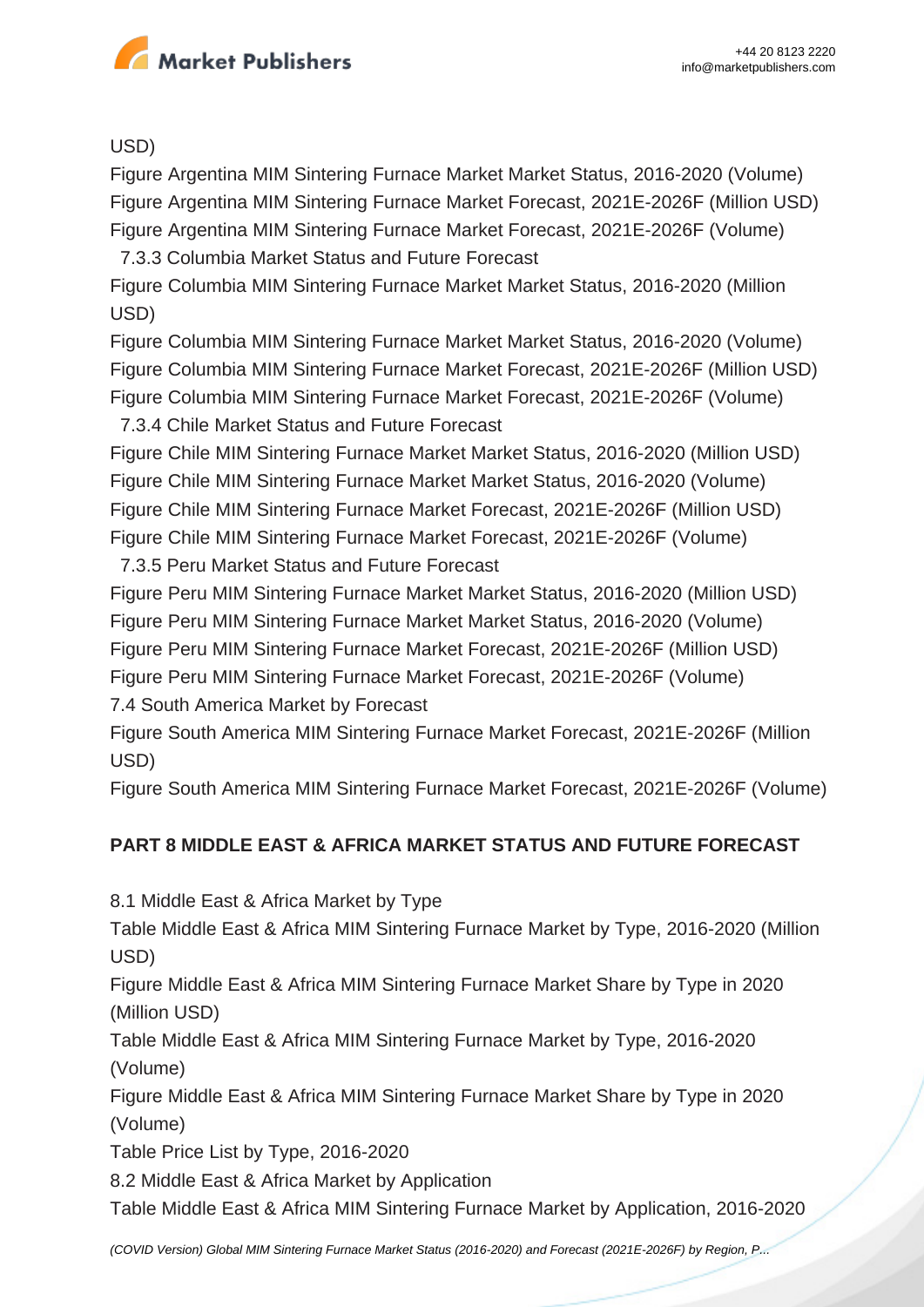USD)

Figure Argentina MIM Sintering Furnace Market Market Status, 2016-2020 (Volume)

Figure Argentina MIM Sintering Furnace Market Forecast, 2021E-2026F (Million USD)

Figure Argentina MIM Sintering Furnace Market Forecast, 2021E-2026F (Volume)

7.3.3 Columbia Market Status and Future Forecast

Figure Columbia MIM Sintering Furnace Market Market Status, 2016-2020 (Million USD)

Figure Columbia MIM Sintering Furnace Market Market Status, 2016-2020 (Volume)

Figure Columbia MIM Sintering Furnace Market Forecast, 2021E-2026F (Million USD)

Figure Columbia MIM Sintering Furnace Market Forecast, 2021E-2026F (Volume)

7.3.4 Chile Market Status and Future Forecast

Figure Chile MIM Sintering Furnace Market Market Status, 2016-2020 (Million USD)

Figure Chile MIM Sintering Furnace Market Market Status, 2016-2020 (Volume)

Figure Chile MIM Sintering Furnace Market Forecast, 2021E-2026F (Million USD)

Figure Chile MIM Sintering Furnace Market Forecast, 2021E-2026F (Volume)

7.3.5 Peru Market Status and Future Forecast

Figure Peru MIM Sintering Furnace Market Market Status, 2016-2020 (Million USD)

Figure Peru MIM Sintering Furnace Market Market Status, 2016-2020 (Volume)

Figure Peru MIM Sintering Furnace Market Forecast, 2021E-2026F (Million USD)

Figure Peru MIM Sintering Furnace Market Forecast, 2021E-2026F (Volume)

7.4 South America Market by Forecast

Figure South America MIM Sintering Furnace Market Forecast, 2021E-2026F (Million USD)

Figure South America MIM Sintering Furnace Market Forecast, 2021E-2026F (Volume)

## PART 8 MIDDLE EAST & AFRICA MARKET STATUS AND FUTURE FORECAST

8.1 Middle East & Africa Market by Type

Table Middle East & Africa MIM Sintering Furnace Market by Type, 2016-2020 (Million USD)

Figure Middle East & Africa MIM Sintering Furnace Market Share by Type in 2020 (Million USD)

Table Middle East & Africa MIM Sintering Furnace Market by Type, 2016-2020 (Volume)

Figure Middle East & Africa MIM Sintering Furnace Market Share by Type in 2020 (Volume)

Table Price List by Type, 2016-2020

8.2 Middle East & Africa Market by Application

Table Middle East & Africa MIM Sintering Furnace Market by Application, 2016-2020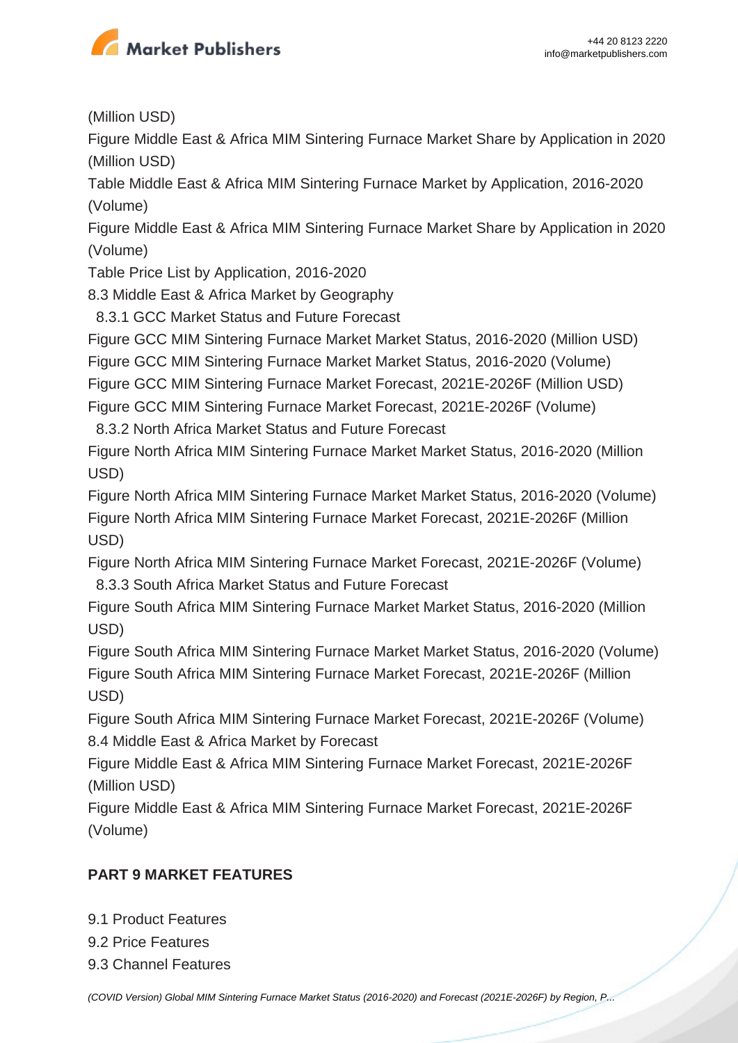(Million USD)

Figure Middle East & Africa MIM Sintering Furnace Market Share by Application in 2020 (Million USD)

Table Middle East & Africa MIM Sintering Furnace Market by Application, 2016-2020 (Volume)

Figure Middle East & Africa MIM Sintering Furnace Market Share by Application in 2020 (Volume)

Table Price List by Application, 2016-2020

8.3 Middle East & Africa Market by Geography

8.3.1 GCC Market Status and Future Forecast

Figure GCC MIM Sintering Furnace Market Market Status, 2016-2020 (Million USD)

Figure GCC MIM Sintering Furnace Market Market Status, 2016-2020 (Volume)

Figure GCC MIM Sintering Furnace Market Forecast, 2021E-2026F (Million USD)

Figure GCC MIM Sintering Furnace Market Forecast, 2021E-2026F (Volume)

8.3.2 North Africa Market Status and Future Forecast

Figure North Africa MIM Sintering Furnace Market Market Status, 2016-2020 (Million USD)

Figure North Africa MIM Sintering Furnace Market Market Status, 2016-2020 (Volume)

Figure North Africa MIM Sintering Furnace Market Forecast, 2021E-2026F (Million USD)

Figure North Africa MIM Sintering Furnace Market Forecast, 2021E-2026F (Volume)

8.3.3 South Africa Market Status and Future Forecast

Figure South Africa MIM Sintering Furnace Market Market Status, 2016-2020 (Million USD)

Figure South Africa MIM Sintering Furnace Market Market Status, 2016-2020 (Volume)

Figure South Africa MIM Sintering Furnace Market Forecast, 2021E-2026F (Million USD)

Figure South Africa MIM Sintering Furnace Market Forecast, 2021E-2026F (Volume)

8.4 Middle East & Africa Market by Forecast

Figure Middle East & Africa MIM Sintering Furnace Market Forecast, 2021E-2026F (Million USD)

Figure Middle East & Africa MIM Sintering Furnace Market Forecast, 2021E-2026F (Volume)

## PART 9 MARKET FEATURES

9.1 Product Features

9.2 Price Features

9.3 Channel Features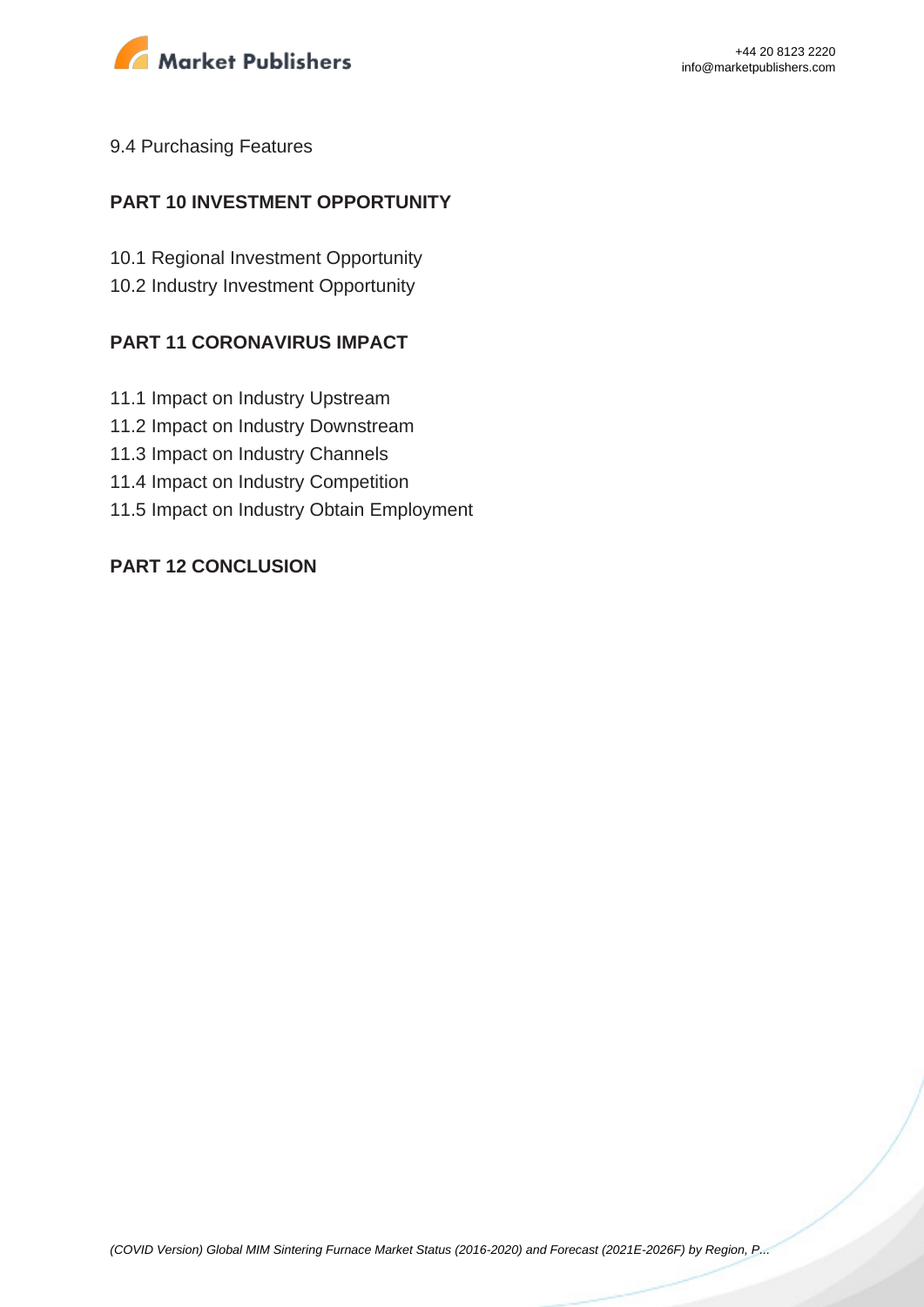9.4 Purchasing Features

## PART 10 INVESTMENT OPPORTUNITY

10.1 Regional Investment Opportunity
10.2 Industry Investment Opportunity

## PART 11 CORONAVIRUS IMPACT

11.1 Impact on Industry Upstream
11.2 Impact on Industry Downstream
11.3 Impact on Industry Channels
11.4 Impact on Industry Competition
11.5 Impact on Industry Obtain Employment

## PART 12 CONCLUSION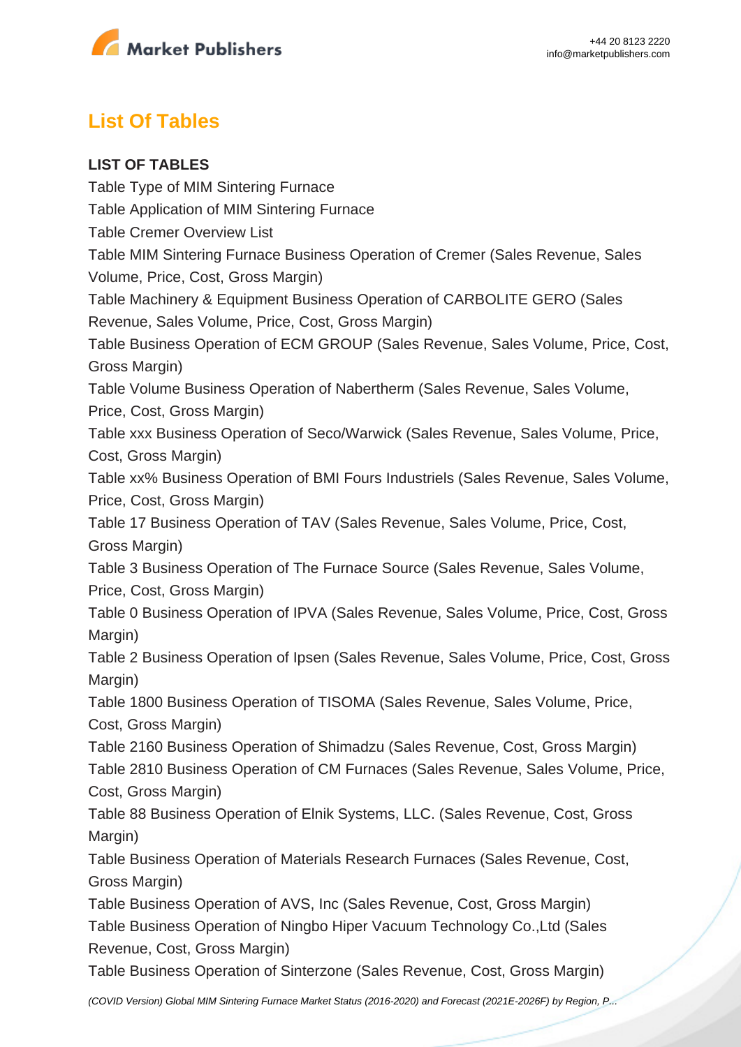## List Of Tables

**LIST OF TABLES**

Table Type of MIM Sintering Furnace

Table Application of MIM Sintering Furnace

Table Cremer Overview List

Table MIM Sintering Furnace Business Operation of Cremer (Sales Revenue, Sales Volume, Price, Cost, Gross Margin)

Table Machinery & Equipment Business Operation of CARBOLITE GERO (Sales Revenue, Sales Volume, Price, Cost, Gross Margin)

Table Business Operation of ECM GROUP (Sales Revenue, Sales Volume, Price, Cost, Gross Margin)

Table Volume Business Operation of Nabertherm (Sales Revenue, Sales Volume, Price, Cost, Gross Margin)

Table xxx Business Operation of Seco/Warwick (Sales Revenue, Sales Volume, Price, Cost, Gross Margin)

Table xx% Business Operation of BMI Fours Industriels (Sales Revenue, Sales Volume, Price, Cost, Gross Margin)

Table 17 Business Operation of TAV (Sales Revenue, Sales Volume, Price, Cost, Gross Margin)

Table 3 Business Operation of The Furnace Source (Sales Revenue, Sales Volume, Price, Cost, Gross Margin)

Table 0 Business Operation of IPVA (Sales Revenue, Sales Volume, Price, Cost, Gross Margin)

Table 2 Business Operation of Ipsen (Sales Revenue, Sales Volume, Price, Cost, Gross Margin)

Table 1800 Business Operation of TISOMA (Sales Revenue, Sales Volume, Price, Cost, Gross Margin)

Table 2160 Business Operation of Shimadzu (Sales Revenue, Cost, Gross Margin)

Table 2810 Business Operation of CM Furnaces (Sales Revenue, Sales Volume, Price, Cost, Gross Margin)

Table 88 Business Operation of Elnik Systems, LLC. (Sales Revenue, Cost, Gross Margin)

Table Business Operation of Materials Research Furnaces (Sales Revenue, Cost, Gross Margin)

Table Business Operation of AVS, Inc (Sales Revenue, Cost, Gross Margin)

Table Business Operation of Ningbo Hiper Vacuum Technology Co.,Ltd (Sales Revenue, Cost, Gross Margin)

Table Business Operation of Sinterzone (Sales Revenue, Cost, Gross Margin)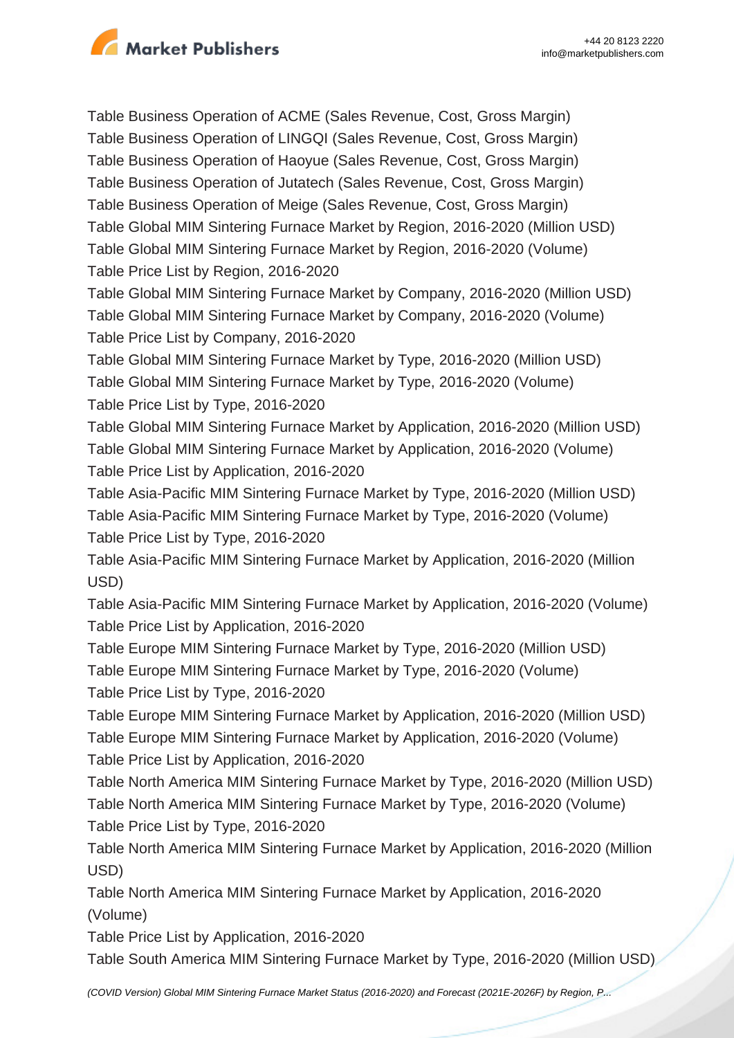Table Business Operation of ACME (Sales Revenue, Cost, Gross Margin)
Table Business Operation of LINGQI (Sales Revenue, Cost, Gross Margin)
Table Business Operation of Haoyue (Sales Revenue, Cost, Gross Margin)
Table Business Operation of Jutatech (Sales Revenue, Cost, Gross Margin)
Table Business Operation of Meige (Sales Revenue, Cost, Gross Margin)
Table Global MIM Sintering Furnace Market by Region, 2016-2020 (Million USD)
Table Global MIM Sintering Furnace Market by Region, 2016-2020 (Volume)
Table Price List by Region, 2016-2020
Table Global MIM Sintering Furnace Market by Company, 2016-2020 (Million USD)
Table Global MIM Sintering Furnace Market by Company, 2016-2020 (Volume)
Table Price List by Company, 2016-2020
Table Global MIM Sintering Furnace Market by Type, 2016-2020 (Million USD)
Table Global MIM Sintering Furnace Market by Type, 2016-2020 (Volume)
Table Price List by Type, 2016-2020
Table Global MIM Sintering Furnace Market by Application, 2016-2020 (Million USD)
Table Global MIM Sintering Furnace Market by Application, 2016-2020 (Volume)
Table Price List by Application, 2016-2020
Table Asia-Pacific MIM Sintering Furnace Market by Type, 2016-2020 (Million USD)
Table Asia-Pacific MIM Sintering Furnace Market by Type, 2016-2020 (Volume)
Table Price List by Type, 2016-2020
Table Asia-Pacific MIM Sintering Furnace Market by Application, 2016-2020 (Million USD)
Table Asia-Pacific MIM Sintering Furnace Market by Application, 2016-2020 (Volume)
Table Price List by Application, 2016-2020
Table Europe MIM Sintering Furnace Market by Type, 2016-2020 (Million USD)
Table Europe MIM Sintering Furnace Market by Type, 2016-2020 (Volume)
Table Price List by Type, 2016-2020
Table Europe MIM Sintering Furnace Market by Application, 2016-2020 (Million USD)
Table Europe MIM Sintering Furnace Market by Application, 2016-2020 (Volume)
Table Price List by Application, 2016-2020
Table North America MIM Sintering Furnace Market by Type, 2016-2020 (Million USD)
Table North America MIM Sintering Furnace Market by Type, 2016-2020 (Volume)
Table Price List by Type, 2016-2020
Table North America MIM Sintering Furnace Market by Application, 2016-2020 (Million USD)
Table North America MIM Sintering Furnace Market by Application, 2016-2020 (Volume)
Table Price List by Application, 2016-2020
Table South America MIM Sintering Furnace Market by Type, 2016-2020 (Million USD)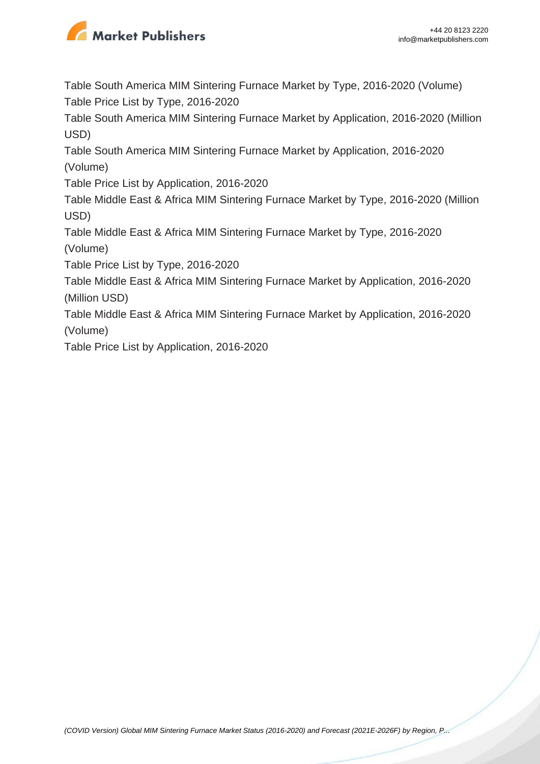Table South America MIM Sintering Furnace Market by Type, 2016-2020 (Volume)
Table Price List by Type, 2016-2020
Table South America MIM Sintering Furnace Market by Application, 2016-2020 (Million USD)
Table South America MIM Sintering Furnace Market by Application, 2016-2020 (Volume)
Table Price List by Application, 2016-2020
Table Middle East & Africa MIM Sintering Furnace Market by Type, 2016-2020 (Million USD)
Table Middle East & Africa MIM Sintering Furnace Market by Type, 2016-2020 (Volume)
Table Price List by Type, 2016-2020
Table Middle East & Africa MIM Sintering Furnace Market by Application, 2016-2020 (Million USD)
Table Middle East & Africa MIM Sintering Furnace Market by Application, 2016-2020 (Volume)
Table Price List by Application, 2016-2020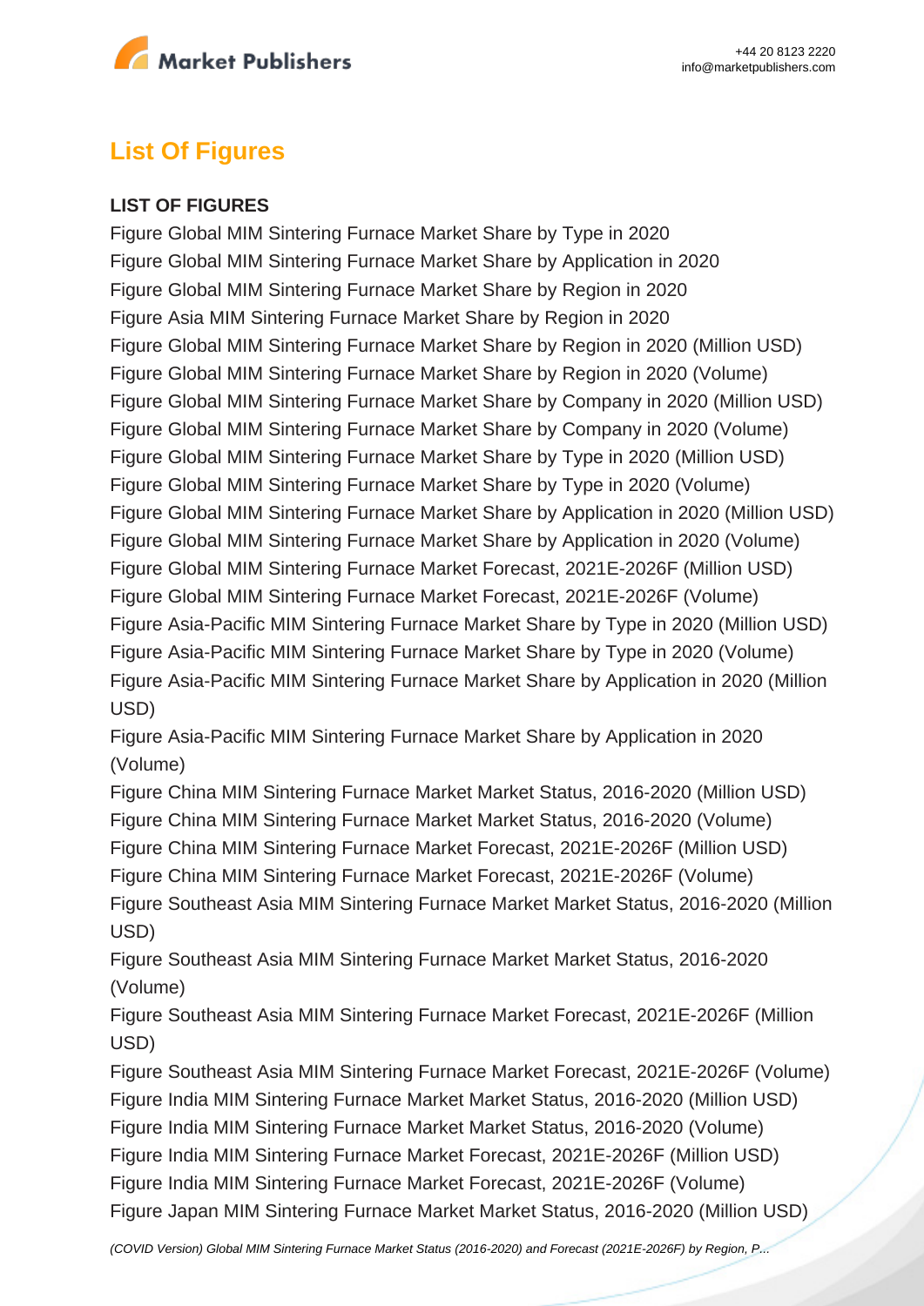## List Of Figures

**LIST OF FIGURES**

Figure Global MIM Sintering Furnace Market Share by Type in 2020
Figure Global MIM Sintering Furnace Market Share by Application in 2020
Figure Global MIM Sintering Furnace Market Share by Region in 2020
Figure Asia MIM Sintering Furnace Market Share by Region in 2020
Figure Global MIM Sintering Furnace Market Share by Region in 2020 (Million USD)
Figure Global MIM Sintering Furnace Market Share by Region in 2020 (Volume)
Figure Global MIM Sintering Furnace Market Share by Company in 2020 (Million USD)
Figure Global MIM Sintering Furnace Market Share by Company in 2020 (Volume)
Figure Global MIM Sintering Furnace Market Share by Type in 2020 (Million USD)
Figure Global MIM Sintering Furnace Market Share by Type in 2020 (Volume)
Figure Global MIM Sintering Furnace Market Share by Application in 2020 (Million USD)
Figure Global MIM Sintering Furnace Market Share by Application in 2020 (Volume)
Figure Global MIM Sintering Furnace Market Forecast, 2021E-2026F (Million USD)
Figure Global MIM Sintering Furnace Market Forecast, 2021E-2026F (Volume)
Figure Asia-Pacific MIM Sintering Furnace Market Share by Type in 2020 (Million USD)
Figure Asia-Pacific MIM Sintering Furnace Market Share by Type in 2020 (Volume)
Figure Asia-Pacific MIM Sintering Furnace Market Share by Application in 2020 (Million USD)
Figure Asia-Pacific MIM Sintering Furnace Market Share by Application in 2020 (Volume)
Figure China MIM Sintering Furnace Market Market Status, 2016-2020 (Million USD)
Figure China MIM Sintering Furnace Market Market Status, 2016-2020 (Volume)
Figure China MIM Sintering Furnace Market Forecast, 2021E-2026F (Million USD)
Figure China MIM Sintering Furnace Market Forecast, 2021E-2026F (Volume)
Figure Southeast Asia MIM Sintering Furnace Market Market Status, 2016-2020 (Million USD)
Figure Southeast Asia MIM Sintering Furnace Market Market Status, 2016-2020 (Volume)
Figure Southeast Asia MIM Sintering Furnace Market Forecast, 2021E-2026F (Million USD)
Figure Southeast Asia MIM Sintering Furnace Market Forecast, 2021E-2026F (Volume)
Figure India MIM Sintering Furnace Market Market Status, 2016-2020 (Million USD)
Figure India MIM Sintering Furnace Market Market Status, 2016-2020 (Volume)
Figure India MIM Sintering Furnace Market Forecast, 2021E-2026F (Million USD)
Figure India MIM Sintering Furnace Market Forecast, 2021E-2026F (Volume)
Figure Japan MIM Sintering Furnace Market Market Status, 2016-2020 (Million USD)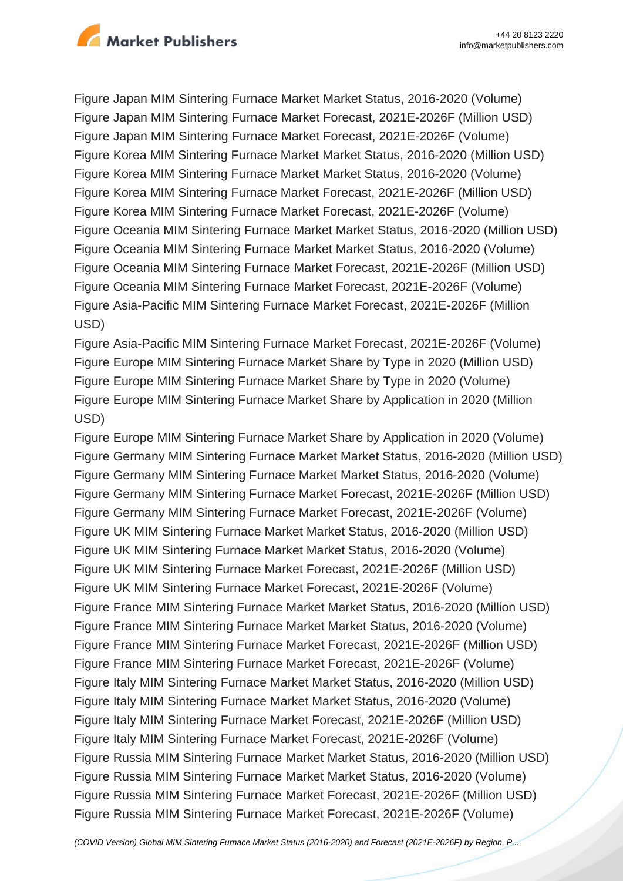Figure Japan MIM Sintering Furnace Market Market Status, 2016-2020 (Volume)
Figure Japan MIM Sintering Furnace Market Forecast, 2021E-2026F (Million USD)
Figure Japan MIM Sintering Furnace Market Forecast, 2021E-2026F (Volume)
Figure Korea MIM Sintering Furnace Market Market Status, 2016-2020 (Million USD)
Figure Korea MIM Sintering Furnace Market Market Status, 2016-2020 (Volume)
Figure Korea MIM Sintering Furnace Market Forecast, 2021E-2026F (Million USD)
Figure Korea MIM Sintering Furnace Market Forecast, 2021E-2026F (Volume)
Figure Oceania MIM Sintering Furnace Market Market Status, 2016-2020 (Million USD)
Figure Oceania MIM Sintering Furnace Market Market Status, 2016-2020 (Volume)
Figure Oceania MIM Sintering Furnace Market Forecast, 2021E-2026F (Million USD)
Figure Oceania MIM Sintering Furnace Market Forecast, 2021E-2026F (Volume)
Figure Asia-Pacific MIM Sintering Furnace Market Forecast, 2021E-2026F (Million USD)
Figure Asia-Pacific MIM Sintering Furnace Market Forecast, 2021E-2026F (Volume)
Figure Europe MIM Sintering Furnace Market Share by Type in 2020 (Million USD)
Figure Europe MIM Sintering Furnace Market Share by Type in 2020 (Volume)
Figure Europe MIM Sintering Furnace Market Share by Application in 2020 (Million USD)
Figure Europe MIM Sintering Furnace Market Share by Application in 2020 (Volume)
Figure Germany MIM Sintering Furnace Market Market Status, 2016-2020 (Million USD)
Figure Germany MIM Sintering Furnace Market Market Status, 2016-2020 (Volume)
Figure Germany MIM Sintering Furnace Market Forecast, 2021E-2026F (Million USD)
Figure Germany MIM Sintering Furnace Market Forecast, 2021E-2026F (Volume)
Figure UK MIM Sintering Furnace Market Market Status, 2016-2020 (Million USD)
Figure UK MIM Sintering Furnace Market Market Status, 2016-2020 (Volume)
Figure UK MIM Sintering Furnace Market Forecast, 2021E-2026F (Million USD)
Figure UK MIM Sintering Furnace Market Forecast, 2021E-2026F (Volume)
Figure France MIM Sintering Furnace Market Market Status, 2016-2020 (Million USD)
Figure France MIM Sintering Furnace Market Market Status, 2016-2020 (Volume)
Figure France MIM Sintering Furnace Market Forecast, 2021E-2026F (Million USD)
Figure France MIM Sintering Furnace Market Forecast, 2021E-2026F (Volume)
Figure Italy MIM Sintering Furnace Market Market Status, 2016-2020 (Million USD)
Figure Italy MIM Sintering Furnace Market Market Status, 2016-2020 (Volume)
Figure Italy MIM Sintering Furnace Market Forecast, 2021E-2026F (Million USD)
Figure Italy MIM Sintering Furnace Market Forecast, 2021E-2026F (Volume)
Figure Russia MIM Sintering Furnace Market Market Status, 2016-2020 (Million USD)
Figure Russia MIM Sintering Furnace Market Market Status, 2016-2020 (Volume)
Figure Russia MIM Sintering Furnace Market Forecast, 2021E-2026F (Million USD)
Figure Russia MIM Sintering Furnace Market Forecast, 2021E-2026F (Volume)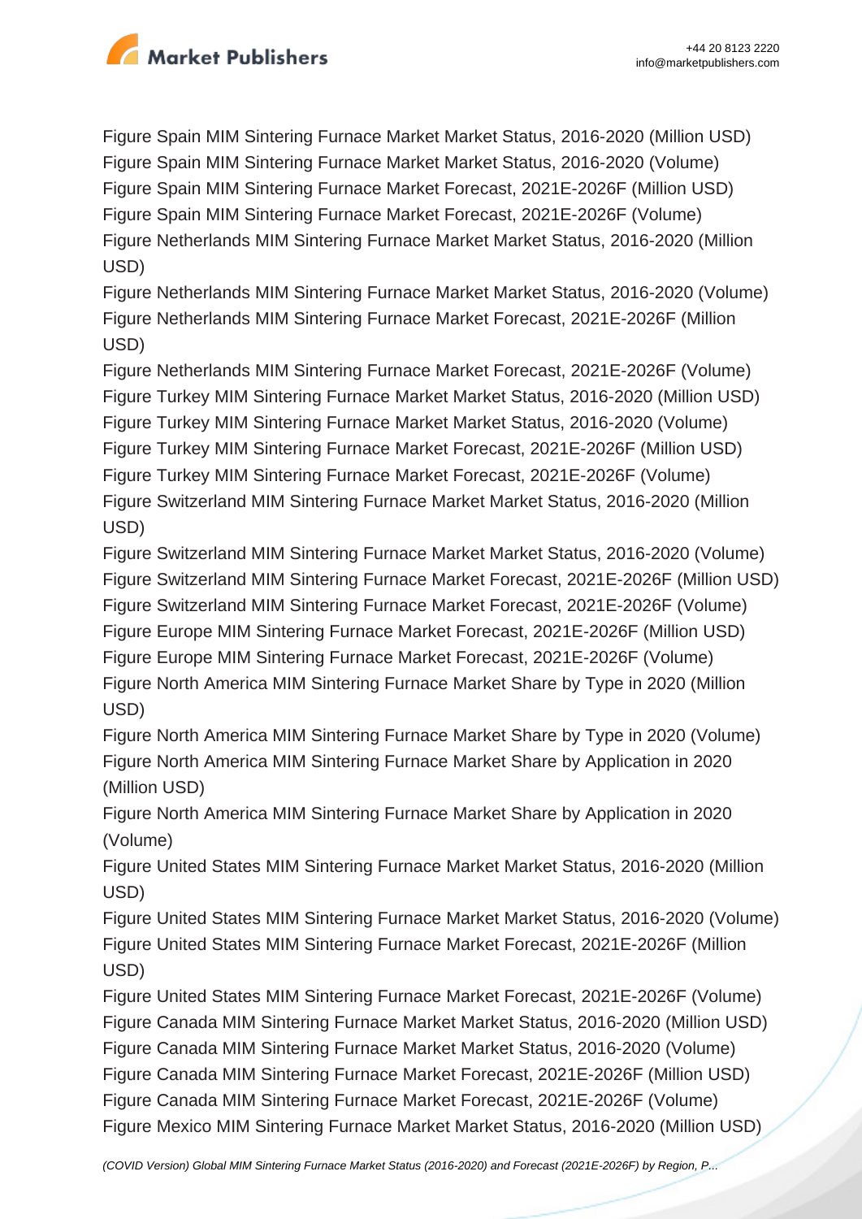Figure Spain MIM Sintering Furnace Market Market Status, 2016-2020 (Million USD)
Figure Spain MIM Sintering Furnace Market Market Status, 2016-2020 (Volume)
Figure Spain MIM Sintering Furnace Market Forecast, 2021E-2026F (Million USD)
Figure Spain MIM Sintering Furnace Market Forecast, 2021E-2026F (Volume)
Figure Netherlands MIM Sintering Furnace Market Market Status, 2016-2020 (Million USD)
Figure Netherlands MIM Sintering Furnace Market Market Status, 2016-2020 (Volume)
Figure Netherlands MIM Sintering Furnace Market Forecast, 2021E-2026F (Million USD)
Figure Netherlands MIM Sintering Furnace Market Forecast, 2021E-2026F (Volume)
Figure Turkey MIM Sintering Furnace Market Market Status, 2016-2020 (Million USD)
Figure Turkey MIM Sintering Furnace Market Market Status, 2016-2020 (Volume)
Figure Turkey MIM Sintering Furnace Market Forecast, 2021E-2026F (Million USD)
Figure Turkey MIM Sintering Furnace Market Forecast, 2021E-2026F (Volume)
Figure Switzerland MIM Sintering Furnace Market Market Status, 2016-2020 (Million USD)
Figure Switzerland MIM Sintering Furnace Market Market Status, 2016-2020 (Volume)
Figure Switzerland MIM Sintering Furnace Market Forecast, 2021E-2026F (Million USD)
Figure Switzerland MIM Sintering Furnace Market Forecast, 2021E-2026F (Volume)
Figure Europe MIM Sintering Furnace Market Forecast, 2021E-2026F (Million USD)
Figure Europe MIM Sintering Furnace Market Forecast, 2021E-2026F (Volume)
Figure North America MIM Sintering Furnace Market Share by Type in 2020 (Million USD)
Figure North America MIM Sintering Furnace Market Share by Type in 2020 (Volume)
Figure North America MIM Sintering Furnace Market Share by Application in 2020 (Million USD)
Figure North America MIM Sintering Furnace Market Share by Application in 2020 (Volume)
Figure United States MIM Sintering Furnace Market Market Status, 2016-2020 (Million USD)
Figure United States MIM Sintering Furnace Market Market Status, 2016-2020 (Volume)
Figure United States MIM Sintering Furnace Market Forecast, 2021E-2026F (Million USD)
Figure United States MIM Sintering Furnace Market Forecast, 2021E-2026F (Volume)
Figure Canada MIM Sintering Furnace Market Market Status, 2016-2020 (Million USD)
Figure Canada MIM Sintering Furnace Market Market Status, 2016-2020 (Volume)
Figure Canada MIM Sintering Furnace Market Forecast, 2021E-2026F (Million USD)
Figure Canada MIM Sintering Furnace Market Forecast, 2021E-2026F (Volume)
Figure Mexico MIM Sintering Furnace Market Market Status, 2016-2020 (Million USD)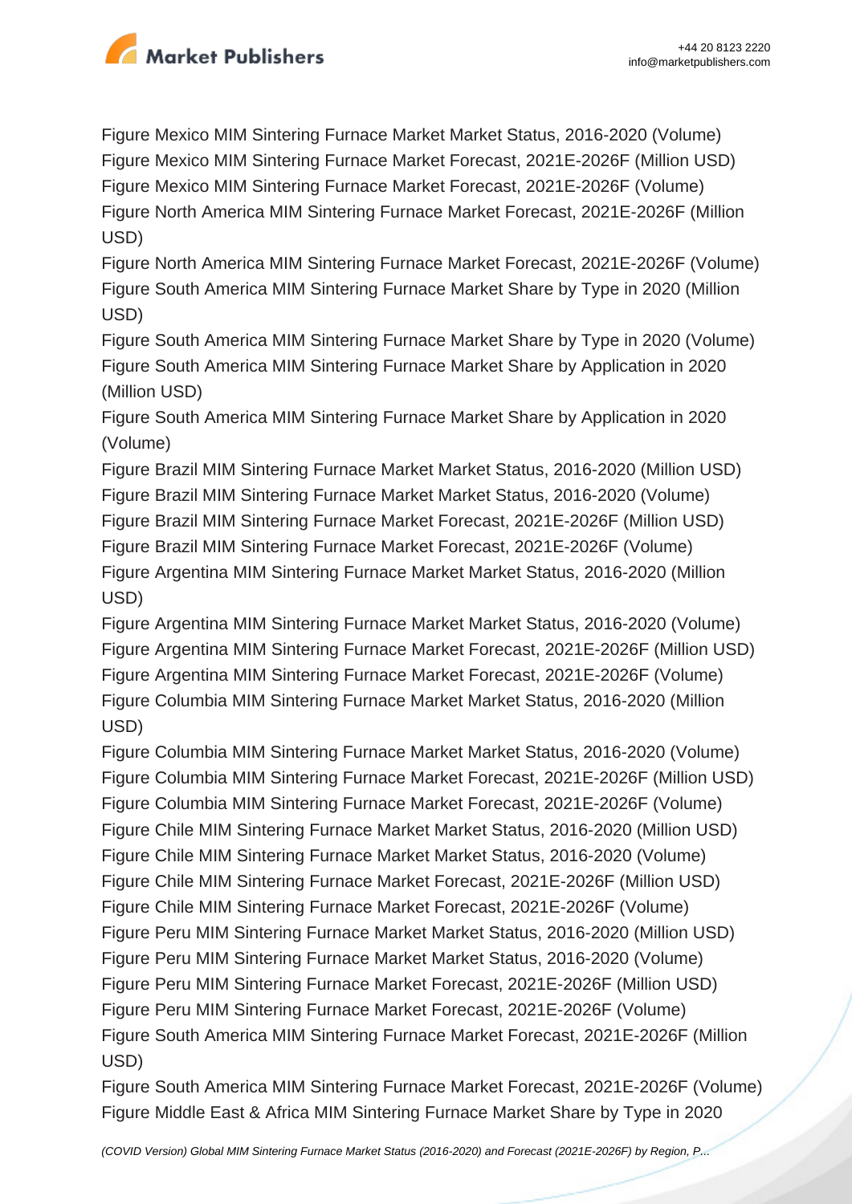Figure Mexico MIM Sintering Furnace Market Market Status, 2016-2020 (Volume)
Figure Mexico MIM Sintering Furnace Market Forecast, 2021E-2026F (Million USD)
Figure Mexico MIM Sintering Furnace Market Forecast, 2021E-2026F (Volume)
Figure North America MIM Sintering Furnace Market Forecast, 2021E-2026F (Million USD)
Figure North America MIM Sintering Furnace Market Forecast, 2021E-2026F (Volume)
Figure South America MIM Sintering Furnace Market Share by Type in 2020 (Million USD)
Figure South America MIM Sintering Furnace Market Share by Type in 2020 (Volume)
Figure South America MIM Sintering Furnace Market Share by Application in 2020 (Million USD)
Figure South America MIM Sintering Furnace Market Share by Application in 2020 (Volume)
Figure Brazil MIM Sintering Furnace Market Market Status, 2016-2020 (Million USD)
Figure Brazil MIM Sintering Furnace Market Market Status, 2016-2020 (Volume)
Figure Brazil MIM Sintering Furnace Market Forecast, 2021E-2026F (Million USD)
Figure Brazil MIM Sintering Furnace Market Forecast, 2021E-2026F (Volume)
Figure Argentina MIM Sintering Furnace Market Market Status, 2016-2020 (Million USD)
Figure Argentina MIM Sintering Furnace Market Market Status, 2016-2020 (Volume)
Figure Argentina MIM Sintering Furnace Market Forecast, 2021E-2026F (Million USD)
Figure Argentina MIM Sintering Furnace Market Forecast, 2021E-2026F (Volume)
Figure Columbia MIM Sintering Furnace Market Market Status, 2016-2020 (Million USD)
Figure Columbia MIM Sintering Furnace Market Market Status, 2016-2020 (Volume)
Figure Columbia MIM Sintering Furnace Market Forecast, 2021E-2026F (Million USD)
Figure Columbia MIM Sintering Furnace Market Forecast, 2021E-2026F (Volume)
Figure Chile MIM Sintering Furnace Market Market Status, 2016-2020 (Million USD)
Figure Chile MIM Sintering Furnace Market Market Status, 2016-2020 (Volume)
Figure Chile MIM Sintering Furnace Market Forecast, 2021E-2026F (Million USD)
Figure Chile MIM Sintering Furnace Market Forecast, 2021E-2026F (Volume)
Figure Peru MIM Sintering Furnace Market Market Status, 2016-2020 (Million USD)
Figure Peru MIM Sintering Furnace Market Market Status, 2016-2020 (Volume)
Figure Peru MIM Sintering Furnace Market Forecast, 2021E-2026F (Million USD)
Figure Peru MIM Sintering Furnace Market Forecast, 2021E-2026F (Volume)
Figure South America MIM Sintering Furnace Market Forecast, 2021E-2026F (Million USD)
Figure South America MIM Sintering Furnace Market Forecast, 2021E-2026F (Volume)
Figure Middle East & Africa MIM Sintering Furnace Market Share by Type in 2020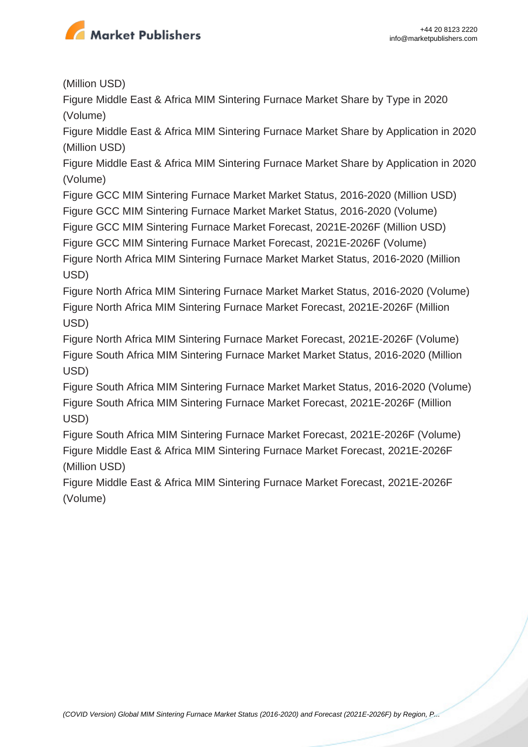(Million USD)

Figure Middle East & Africa MIM Sintering Furnace Market Share by Type in 2020 (Volume)

Figure Middle East & Africa MIM Sintering Furnace Market Share by Application in 2020 (Million USD)

Figure Middle East & Africa MIM Sintering Furnace Market Share by Application in 2020 (Volume)

Figure GCC MIM Sintering Furnace Market Market Status, 2016-2020 (Million USD)

Figure GCC MIM Sintering Furnace Market Market Status, 2016-2020 (Volume)

Figure GCC MIM Sintering Furnace Market Forecast, 2021E-2026F (Million USD)

Figure GCC MIM Sintering Furnace Market Forecast, 2021E-2026F (Volume)

Figure North Africa MIM Sintering Furnace Market Market Status, 2016-2020 (Million USD)

Figure North Africa MIM Sintering Furnace Market Market Status, 2016-2020 (Volume)

Figure North Africa MIM Sintering Furnace Market Forecast, 2021E-2026F (Million USD)

Figure North Africa MIM Sintering Furnace Market Forecast, 2021E-2026F (Volume)

Figure South Africa MIM Sintering Furnace Market Market Status, 2016-2020 (Million USD)

Figure South Africa MIM Sintering Furnace Market Market Status, 2016-2020 (Volume)

Figure South Africa MIM Sintering Furnace Market Forecast, 2021E-2026F (Million USD)

Figure South Africa MIM Sintering Furnace Market Forecast, 2021E-2026F (Volume)

Figure Middle East & Africa MIM Sintering Furnace Market Forecast, 2021E-2026F (Million USD)

Figure Middle East & Africa MIM Sintering Furnace Market Forecast, 2021E-2026F (Volume)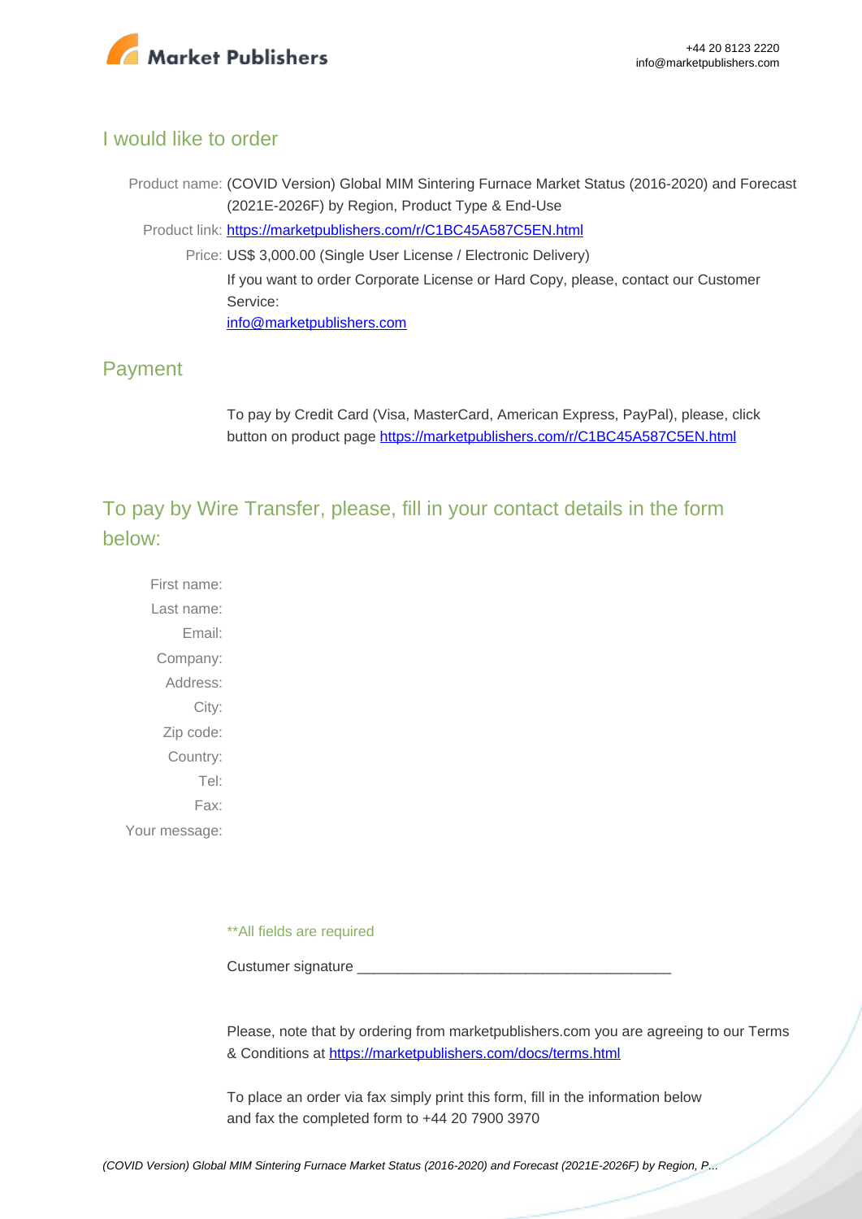## I would like to order

Product name: (COVID Version) Global MIM Sintering Furnace Market Status (2016-2020) and Forecast (2021E-2026F) by Region, Product Type & End-Use

Product link: [https://marketpublishers.com/r/C1BC45A587C5EN.html](https://marketpublishers.com/r/C1BC45A587C5EN.html)

Price: US$ 3,000.00 (Single User License / Electronic Delivery)

If you want to order Corporate License or Hard Copy, please, contact our Customer Service:

[info@marketpublishers.com](mailto:info@marketpublishers.com)

## Payment

To pay by Credit Card (Visa, MasterCard, American Express, PayPal), please, click button on product page [https://marketpublishers.com/r/C1BC45A587C5EN.html](https://marketpublishers.com/r/C1BC45A587C5EN.html)

## To pay by Wire Transfer, please, fill in your contact details in the form below:

First name:
Last name:
Email:
Company:
Address:
City:
Zip code:
Country:
Tel:
Fax:
Your message:

**All fields are required

Custumer signature _______________________________________

Please, note that by ordering from marketpublishers.com you are agreeing to our Terms & Conditions at [https://marketpublishers.com/docs/terms.html](https://marketpublishers.com/docs/terms.html)

To place an order via fax simply print this form, fill in the information below and fax the completed form to +44 20 7900 3970